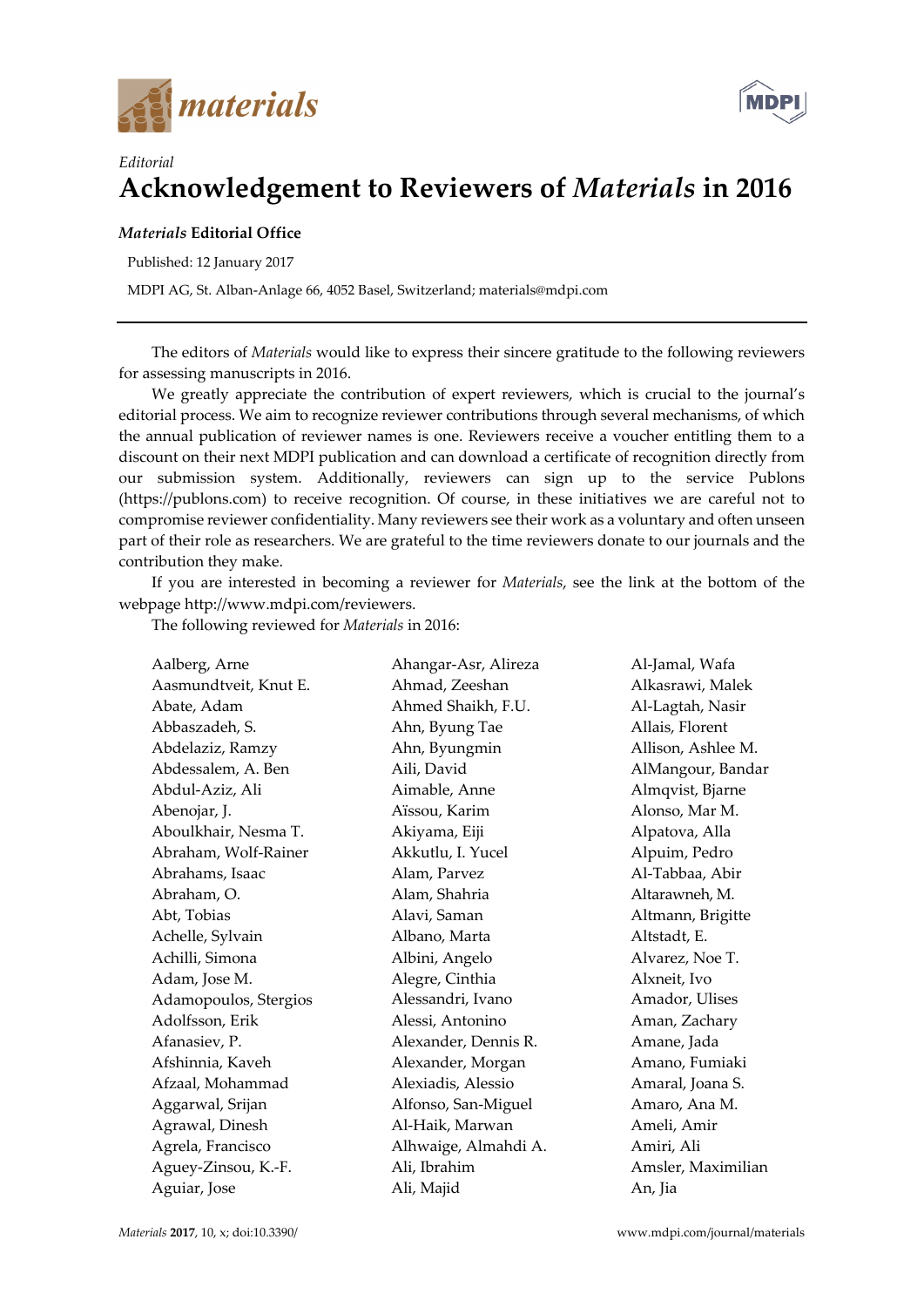*Editorial*

# Acknowledgement to Reviewers of *Materials* in 2016

***Materials* Editorial Office**

Published: 12 January 2017

MDPI AG, St. Alban-Anlage 66, 4052 Basel, Switzerland; materials@mdpi.com

The editors of *Materials* would like to express their sincere gratitude to the following reviewers for assessing manuscripts in 2016.

We greatly appreciate the contribution of expert reviewers, which is crucial to the journal's editorial process. We aim to recognize reviewer contributions through several mechanisms, of which the annual publication of reviewer names is one. Reviewers receive a voucher entitling them to a discount on their next MDPI publication and can download a certificate of recognition directly from our submission system. Additionally, reviewers can sign up to the service Publons (https://publons.com) to receive recognition. Of course, in these initiatives we are careful not to compromise reviewer confidentiality. Many reviewers see their work as a voluntary and often unseen part of their role as researchers. We are grateful to the time reviewers donate to our journals and the contribution they make.

If you are interested in becoming a reviewer for *Materials*, see the link at the bottom of the webpage http://www.mdpi.com/reviewers.

The following reviewed for *Materials* in 2016:

Aalberg, Arne
Aasmundtveit, Knut E.
Abate, Adam
Abbaszadeh, S.
Abdelaziz, Ramzy
Abdessalem, A. Ben
Abdul-Aziz, Ali
Abenojar, J.
Aboulkhair, Nesma T.
Abraham, Wolf-Rainer
Abrahams, Isaac
Abraham, O.
Abt, Tobias
Achelle, Sylvain
Achilli, Simona
Adam, Jose M.
Adamopoulos, Stergios
Adolfsson, Erik
Afanasiev, P.
Afshinnia, Kaveh
Afzaal, Mohammad
Aggarwal, Srijan
Agrawal, Dinesh
Agrela, Francisco
Aguey-Zinsou, K.-F.
Aguiar, Jose
Ahangar-Asr, Alireza
Ahmad, Zeeshan
Ahmed Shaikh, F.U.
Ahn, Byung Tae
Ahn, Byungmin
Aili, David
Aimable, Anne
Aïssou, Karim
Akiyama, Eiji
Akkutlu, I. Yucel
Alam, Parvez
Alam, Shahria
Alavi, Saman
Albano, Marta
Albini, Angelo
Alegre, Cinthia
Alessandri, Ivano
Alessi, Antonino
Alexander, Dennis R.
Alexander, Morgan
Alexiadis, Alessio
Alfonso, San-Miguel
Al-Haik, Marwan
Alhwaige, Almahdi A.
Ali, Ibrahim
Ali, Majid
Al-Jamal, Wafa
Alkasrawi, Malek
Al-Lagtah, Nasir
Allais, Florent
Allison, Ashlee M.
AlMangour, Bandar
Almqvist, Bjarne
Alonso, Mar M.
Alpatova, Alla
Alpuim, Pedro
Al-Tabbaa, Abir
Altarawneh, M.
Altmann, Brigitte
Altstadt, E.
Alvarez, Noe T.
Alxneit, Ivo
Amador, Ulises
Aman, Zachary
Amane, Jada
Amano, Fumiaki
Amaral, Joana S.
Amaro, Ana M.
Ameli, Amir
Amiri, Ali
Amsler, Maximilian
An, Jia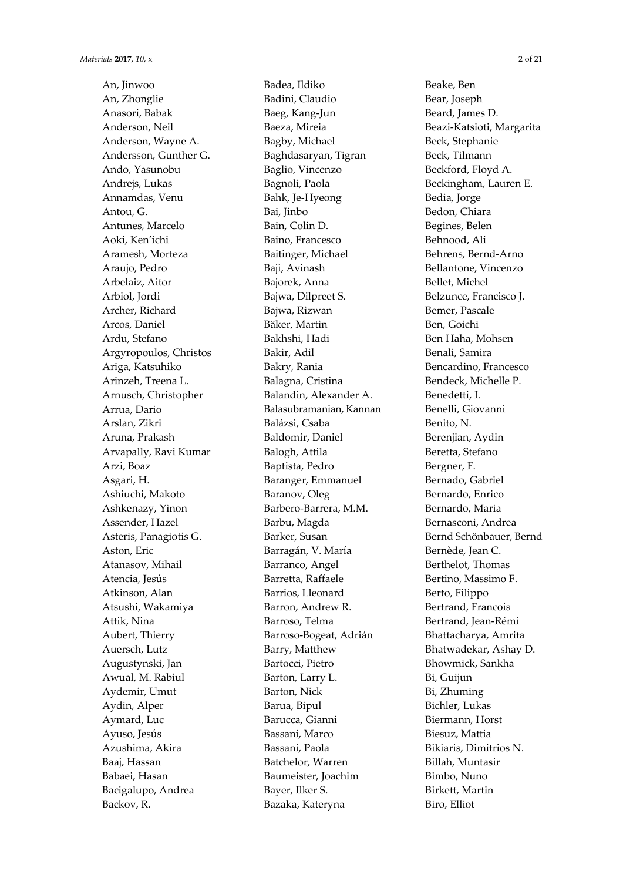An, Jinwoo
An, Zhonglie
Anasori, Babak
Anderson, Neil
Anderson, Wayne A.
Andersson, Gunther G.
Ando, Yasunobu
Andrejs, Lukas
Annamdas, Venu
Antou, G.
Antunes, Marcelo
Aoki, Ken'ichi
Aramesh, Morteza
Araujo, Pedro
Arbelaiz, Aitor
Arbiol, Jordi
Archer, Richard
Arcos, Daniel
Ardu, Stefano
Argyropoulos, Christos
Ariga, Katsuhiko
Arinzeh, Treena L.
Arnusch, Christopher
Arrua, Dario
Arslan, Zikri
Aruna, Prakash
Arvapally, Ravi Kumar
Arzi, Boaz
Asgari, H.
Ashiuchi, Makoto
Ashkenazy, Yinon
Assender, Hazel
Asteris, Panagiotis G.
Aston, Eric
Atanasov, Mihail
Atencia, Jesús
Atkinson, Alan
Atsushi, Wakamiya
Attik, Nina
Aubert, Thierry
Auersch, Lutz
Augustynski, Jan
Awual, M. Rabiul
Aydemir, Umut
Aydin, Alper
Aymard, Luc
Ayuso, Jesús
Azushima, Akira
Baaj, Hassan
Babaei, Hasan
Bacigalupo, Andrea
Backov, R.
Badea, Ildiko
Badini, Claudio
Baeg, Kang-Jun
Baeza, Mireia
Bagby, Michael
Baghdasaryan, Tigran
Baglio, Vincenzo
Bagnoli, Paola
Bahk, Je-Hyeong
Bai, Jinbo
Bain, Colin D.
Baino, Francesco
Baitinger, Michael
Baji, Avinash
Bajorek, Anna
Bajwa, Dilpreet S.
Bajwa, Rizwan
Bäker, Martin
Bakhshi, Hadi
Bakir, Adil
Bakry, Rania
Balagna, Cristina
Balandin, Alexander A.
Balasubramanian, Kannan
Balázsi, Csaba
Baldomir, Daniel
Balogh, Attila
Baptista, Pedro
Baranger, Emmanuel
Baranov, Oleg
Barbero-Barrera, M.M.
Barbu, Magda
Barker, Susan
Barragán, V. María
Barranco, Angel
Barretta, Raffaele
Barrios, Lleonard
Barron, Andrew R.
Barroso, Telma
Barroso-Bogeat, Adrián
Barry, Matthew
Bartocci, Pietro
Barton, Larry L.
Barton, Nick
Barua, Bipul
Barucca, Gianni
Bassani, Marco
Bassani, Paola
Batchelor, Warren
Baumeister, Joachim
Bayer, Ilker S.
Bazaka, Kateryna
Beake, Ben
Bear, Joseph
Beard, James D.
Beazi-Katsioti, Margarita
Beck, Stephanie
Beck, Tilmann
Beckford, Floyd A.
Beckingham, Lauren E.
Bedia, Jorge
Bedon, Chiara
Begines, Belen
Behnood, Ali
Behrens, Bernd-Arno
Bellantone, Vincenzo
Bellet, Michel
Belzunce, Francisco J.
Bemer, Pascale
Ben, Goichi
Ben Haha, Mohsen
Benali, Samira
Bencardino, Francesco
Bendeck, Michelle P.
Benedetti, I.
Benelli, Giovanni
Benito, N.
Berenjian, Aydin
Beretta, Stefano
Bergner, F.
Bernado, Gabriel
Bernardo, Enrico
Bernardo, Maria
Bernasconi, Andrea
Bernd Schönbauer, Bernd
Bernède, Jean C.
Berthelot, Thomas
Bertino, Massimo F.
Berto, Filippo
Bertrand, Francois
Bertrand, Jean-Rémi
Bhattacharya, Amrita
Bhatwadekar, Ashay D.
Bhowmick, Sankha
Bi, Guijun
Bi, Zhuming
Bichler, Lukas
Biermann, Horst
Biesuz, Mattia
Bikiaris, Dimitrios N.
Billah, Muntasir
Bimbo, Nuno
Birkett, Martin
Biro, Elliot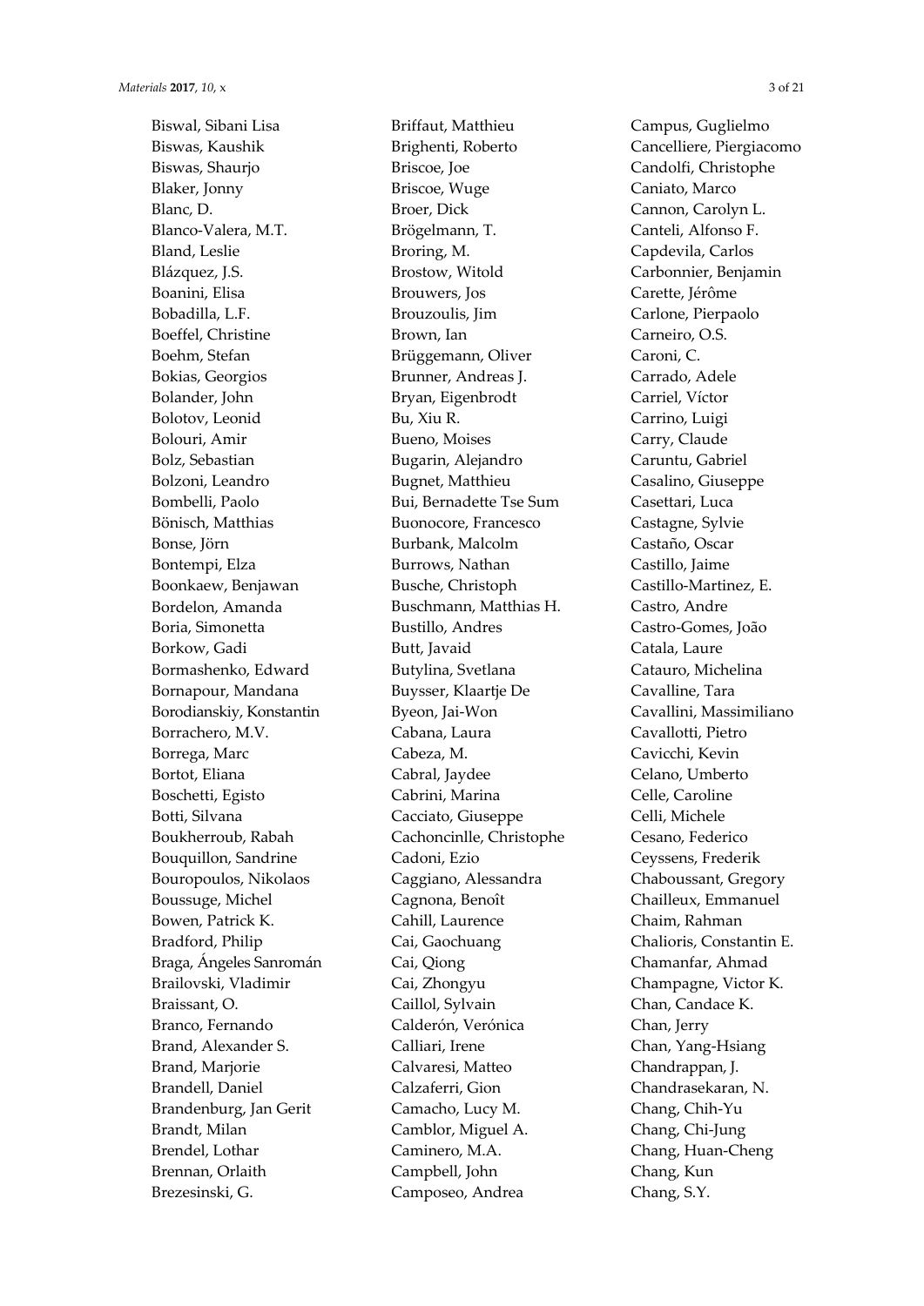Biswal, Sibani Lisa
Biswas, Kaushik
Biswas, Shaurjo
Blaker, Jonny
Blanc, D.
Blanco-Valera, M.T.
Bland, Leslie
Blázquez, J.S.
Boanini, Elisa
Bobadilla, L.F.
Boeffel, Christine
Boehm, Stefan
Bokias, Georgios
Bolander, John
Bolotov, Leonid
Bolouri, Amir
Bolz, Sebastian
Bolzoni, Leandro
Bombelli, Paolo
Bönisch, Matthias
Bonse, Jörn
Bontempi, Elza
Boonkaew, Benjawan
Bordelon, Amanda
Boria, Simonetta
Borkow, Gadi
Bormashenko, Edward
Bornapour, Mandana
Borodianskiy, Konstantin
Borrachero, M.V.
Borrega, Marc
Bortot, Eliana
Boschetti, Egisto
Botti, Silvana
Boukherroub, Rabah
Bouquillon, Sandrine
Bouropoulos, Nikolaos
Boussuge, Michel
Bowen, Patrick K.
Bradford, Philip
Braga, Ángeles Sanromán
Brailovski, Vladimir
Braissant, O.
Branco, Fernando
Brand, Alexander S.
Brand, Marjorie
Brandell, Daniel
Brandenburg, Jan Gerit
Brandt, Milan
Brendel, Lothar
Brennan, Orlaith
Brezesinski, G.
Briffaut, Matthieu
Brighenti, Roberto
Briscoe, Joe
Briscoe, Wuge
Broer, Dick
Brögelmann, T.
Broring, M.
Brostow, Witold
Brouwers, Jos
Brouzoulis, Jim
Brown, Ian
Brüggemann, Oliver
Brunner, Andreas J.
Bryan, Eigenbrodt
Bu, Xiu R.
Bueno, Moises
Bugarin, Alejandro
Bugnet, Matthieu
Bui, Bernadette Tse Sum
Buonocore, Francesco
Burbank, Malcolm
Burrows, Nathan
Busche, Christoph
Buschmann, Matthias H.
Bustillo, Andres
Butt, Javaid
Butylina, Svetlana
Buysser, Klaartje De
Byeon, Jai-Won
Cabana, Laura
Cabeza, M.
Cabral, Jaydee
Cabrini, Marina
Cacciato, Giuseppe
Cachoncinlle, Christophe
Cadoni, Ezio
Caggiano, Alessandra
Cagnona, Benoît
Cahill, Laurence
Cai, Gaochuang
Cai, Qiong
Cai, Zhongyu
Caillol, Sylvain
Calderón, Verónica
Calliari, Irene
Calvaresi, Matteo
Calzaferri, Gion
Camacho, Lucy M.
Camblor, Miguel A.
Caminero, M.A.
Campbell, John
Camposeo, Andrea
Campus, Guglielmo
Cancelliere, Piergiacomo
Candolfi, Christophe
Caniato, Marco
Cannon, Carolyn L.
Canteli, Alfonso F.
Capdevila, Carlos
Carbonnier, Benjamin
Carette, Jérôme
Carlone, Pierpaolo
Carneiro, O.S.
Caroni, C.
Carrado, Adele
Carriel, Víctor
Carrino, Luigi
Carry, Claude
Caruntu, Gabriel
Casalino, Giuseppe
Casettari, Luca
Castagne, Sylvie
Castaño, Oscar
Castillo, Jaime
Castillo-Martinez, E.
Castro, Andre
Castro-Gomes, João
Catala, Laure
Catauro, Michelina
Cavalline, Tara
Cavallini, Massimiliano
Cavallotti, Pietro
Cavicchi, Kevin
Celano, Umberto
Celle, Caroline
Celli, Michele
Cesano, Federico
Ceyssens, Frederik
Chaboussant, Gregory
Chailleux, Emmanuel
Chaim, Rahman
Chalioris, Constantin E.
Chamanfar, Ahmad
Champagne, Victor K.
Chan, Candace K.
Chan, Jerry
Chan, Yang-Hsiang
Chandrappan, J.
Chandrasekaran, N.
Chang, Chih-Yu
Chang, Chi-Jung
Chang, Huan-Cheng
Chang, Kun
Chang, S.Y.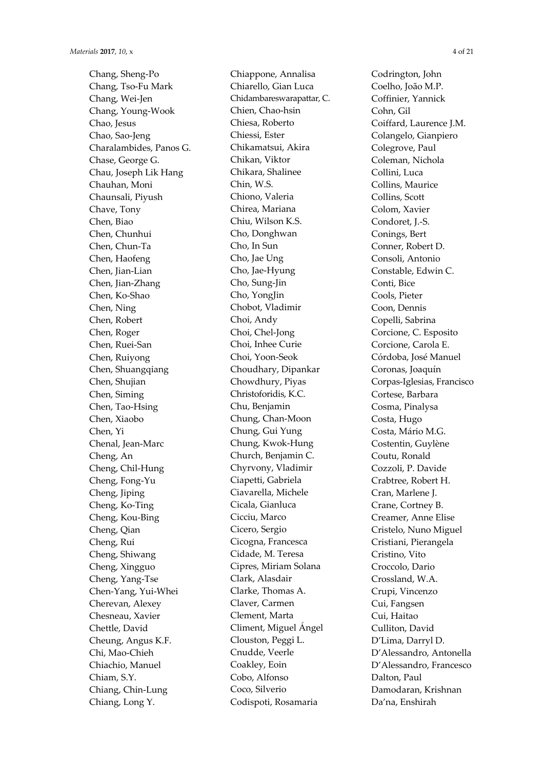Chang, Sheng-Po
Chang, Tso-Fu Mark
Chang, Wei-Jen
Chang, Young-Wook
Chao, Jesus
Chao, Sao-Jeng
Charalambides, Panos G.
Chase, George G.
Chau, Joseph Lik Hang
Chauhan, Moni
Chaunsali, Piyush
Chave, Tony
Chen, Biao
Chen, Chunhui
Chen, Chun-Ta
Chen, Haofeng
Chen, Jian-Lian
Chen, Jian-Zhang
Chen, Ko-Shao
Chen, Ning
Chen, Robert
Chen, Roger
Chen, Ruei-San
Chen, Ruiyong
Chen, Shuangqiang
Chen, Shujian
Chen, Siming
Chen, Tao-Hsing
Chen, Xiaobo
Chen, Yi
Chenal, Jean-Marc
Cheng, An
Cheng, Chil-Hung
Cheng, Fong-Yu
Cheng, Jiping
Cheng, Ko-Ting
Cheng, Kou-Bing
Cheng, Qian
Cheng, Rui
Cheng, Shiwang
Cheng, Xingguo
Cheng, Yang-Tse
Chen-Yang, Yui-Whei
Cherevan, Alexey
Chesneau, Xavier
Chettle, David
Cheung, Angus K.F.
Chi, Mao-Chieh
Chiachio, Manuel
Chiam, S.Y.
Chiang, Chin-Lung
Chiang, Long Y.
Chiappone, Annalisa
Chiarello, Gian Luca
Chidambareswarapattar, C.
Chien, Chao-hsin
Chiesa, Roberto
Chiessi, Ester
Chikamatsui, Akira
Chikan, Viktor
Chikara, Shalinee
Chin, W.S.
Chiono, Valeria
Chirea, Mariana
Chiu, Wilson K.S.
Cho, Donghwan
Cho, In Sun
Cho, Jae Ung
Cho, Jae-Hyung
Cho, Sung-Jin
Cho, YongJin
Chobot, Vladimir
Choi, Andy
Choi, Chel-Jong
Choi, Inhee Curie
Choi, Yoon-Seok
Choudhary, Dipankar
Chowdhury, Piyas
Christoforidis, K.C.
Chu, Benjamin
Chung, Chan-Moon
Chung, Gui Yung
Chung, Kwok-Hung
Church, Benjamin C.
Chyrvony, Vladimir
Ciapetti, Gabriela
Ciavarella, Michele
Cicala, Gianluca
Cicciu, Marco
Cicero, Sergio
Cicogna, Francesca
Cidade, M. Teresa
Cipres, Miriam Solana
Clark, Alasdair
Clarke, Thomas A.
Claver, Carmen
Clement, Marta
Climent, Miguel Ángel
Clouston, Peggi L.
Cnudde, Veerle
Coakley, Eoin
Cobo, Alfonso
Coco, Silverio
Codispoti, Rosamaria
Codrington, John
Coelho, João M.P.
Coffinier, Yannick
Cohn, Gil
Coiffard, Laurence J.M.
Colangelo, Gianpiero
Colegrove, Paul
Coleman, Nichola
Collini, Luca
Collins, Maurice
Collins, Scott
Colom, Xavier
Condoret, J.-S.
Conings, Bert
Conner, Robert D.
Consoli, Antonio
Constable, Edwin C.
Conti, Bice
Cools, Pieter
Coon, Dennis
Copelli, Sabrina
Corcione, C. Esposito
Corcione, Carola E.
Córdoba, José Manuel
Coronas, Joaquín
Corpas-Iglesias, Francisco
Cortese, Barbara
Cosma, Pinalysa
Costa, Hugo
Costa, Mário M.G.
Costentin, Guylène
Coutu, Ronald
Cozzoli, P. Davide
Crabtree, Robert H.
Cran, Marlene J.
Crane, Cortney B.
Creamer, Anne Elise
Cristelo, Nuno Miguel
Cristiani, Pierangela
Cristino, Vito
Croccolo, Dario
Crossland, W.A.
Crupi, Vincenzo
Cui, Fangsen
Cui, Haitao
Culliton, David
D'Lima, Darryl D.
D'Alessandro, Antonella
D'Alessandro, Francesco
Dalton, Paul
Damodaran, Krishnan
Da'na, Enshirah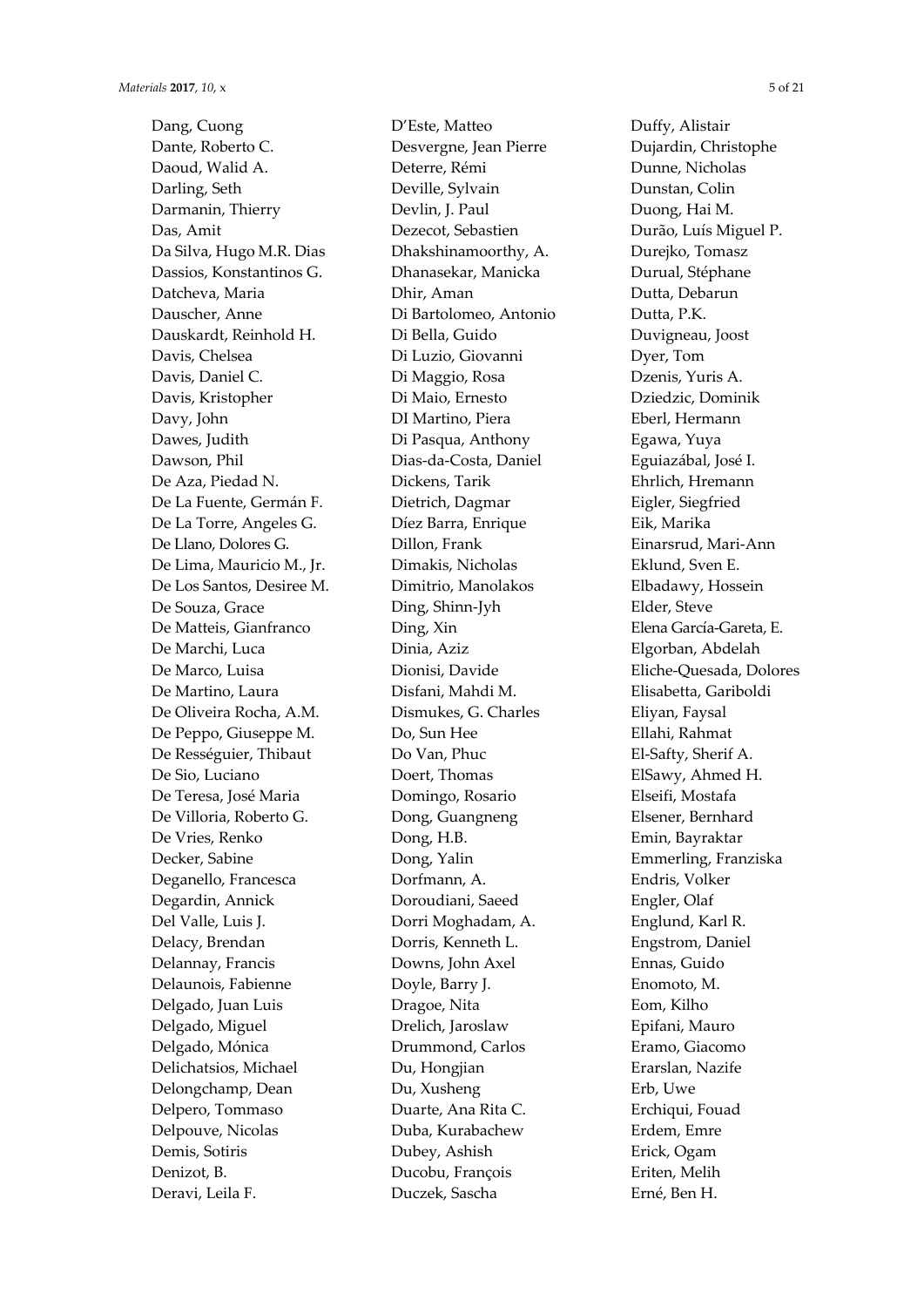Dang, Cuong
Dante, Roberto C.
Daoud, Walid A.
Darling, Seth
Darmanin, Thierry
Das, Amit
Da Silva, Hugo M.R. Dias
Dassios, Konstantinos G.
Datcheva, Maria
Dauscher, Anne
Dauskardt, Reinhold H.
Davis, Chelsea
Davis, Daniel C.
Davis, Kristopher
Davy, John
Dawes, Judith
Dawson, Phil
De Aza, Piedad N.
De La Fuente, Germán F.
De La Torre, Angeles G.
De Llano, Dolores G.
De Lima, Mauricio M., Jr.
De Los Santos, Desiree M.
De Souza, Grace
De Matteis, Gianfranco
De Marchi, Luca
De Marco, Luisa
De Martino, Laura
De Oliveira Rocha, A.M.
De Peppo, Giuseppe M.
De Rességuier, Thibaut
De Sio, Luciano
De Teresa, José Maria
De Villoria, Roberto G.
De Vries, Renko
Decker, Sabine
Deganello, Francesca
Degardin, Annick
Del Valle, Luis J.
Delacy, Brendan
Delannay, Francis
Delaunois, Fabienne
Delgado, Juan Luis
Delgado, Miguel
Delgado, Mónica
Delichatsios, Michael
Delongchamp, Dean
Delpero, Tommaso
Delpouve, Nicolas
Demis, Sotiris
Denizot, B.
Deravi, Leila F.
D'Este, Matteo
Desvergne, Jean Pierre
Deterre, Rémi
Deville, Sylvain
Devlin, J. Paul
Dezecot, Sebastien
Dhakshinamoorthy, A.
Dhanasekar, Manicka
Dhir, Aman
Di Bartolomeo, Antonio
Di Bella, Guido
Di Luzio, Giovanni
Di Maggio, Rosa
Di Maio, Ernesto
DI Martino, Piera
Di Pasqua, Anthony
Dias-da-Costa, Daniel
Dickens, Tarik
Dietrich, Dagmar
Díez Barra, Enrique
Dillon, Frank
Dimakis, Nicholas
Dimitrio, Manolakos
Ding, Shinn-Jyh
Ding, Xin
Dinia, Aziz
Dionisi, Davide
Disfani, Mahdi M.
Dismukes, G. Charles
Do, Sun Hee
Do Van, Phuc
Doert, Thomas
Domingo, Rosario
Dong, Guangneng
Dong, H.B.
Dong, Yalin
Dorfmann, A.
Doroudiani, Saeed
Dorri Moghadam, A.
Dorris, Kenneth L.
Downs, John Axel
Doyle, Barry J.
Dragoe, Nita
Drelich, Jaroslaw
Drummond, Carlos
Du, Hongjian
Du, Xusheng
Duarte, Ana Rita C.
Duba, Kurabachew
Dubey, Ashish
Ducobu, François
Duczek, Sascha
Duffy, Alistair
Dujardin, Christophe
Dunne, Nicholas
Dunstan, Colin
Duong, Hai M.
Durão, Luís Miguel P.
Durejko, Tomasz
Durual, Stéphane
Dutta, Debarun
Dutta, P.K.
Duvigneau, Joost
Dyer, Tom
Dzenis, Yuris A.
Dziedzic, Dominik
Eberl, Hermann
Egawa, Yuya
Eguiazábal, José I.
Ehrlich, Hremann
Eigler, Siegfried
Eik, Marika
Einarsrud, Mari-Ann
Eklund, Sven E.
Elbadawy, Hossein
Elder, Steve
Elena García-Gareta, E.
Elgorban, Abdelah
Eliche-Quesada, Dolores
Elisabetta, Gariboldi
Eliyan, Faysal
Ellahi, Rahmat
El-Safty, Sherif A.
ElSawy, Ahmed H.
Elseifi, Mostafa
Elsener, Bernhard
Emin, Bayraktar
Emmerling, Franziska
Endris, Volker
Engler, Olaf
Englund, Karl R.
Engstrom, Daniel
Ennas, Guido
Enomoto, M.
Eom, Kilho
Epifani, Mauro
Eramo, Giacomo
Erarslan, Nazife
Erb, Uwe
Erchiqui, Fouad
Erdem, Emre
Erick, Ogam
Eriten, Melih
Erné, Ben H.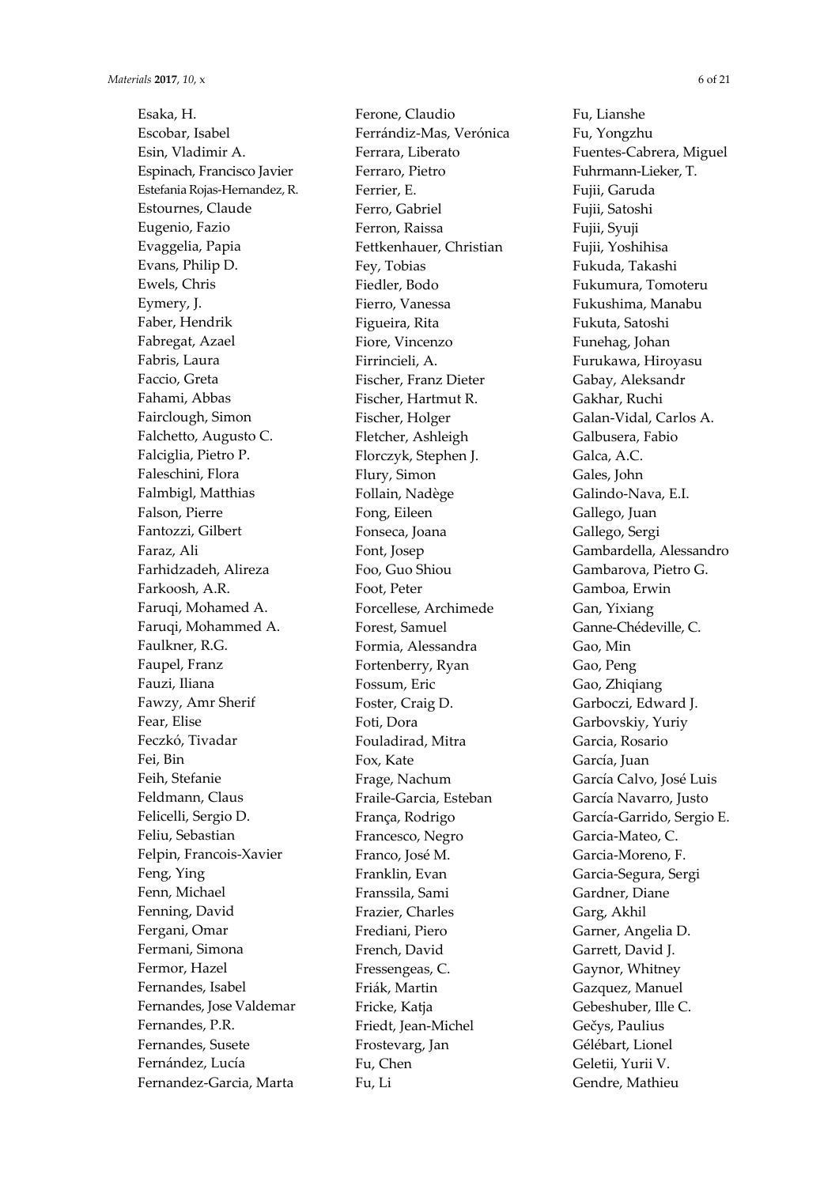Esaka, H.
Escobar, Isabel
Esin, Vladimir A.
Espinach, Francisco Javier
Estefania Rojas-Hernandez, R.
Estournes, Claude
Eugenio, Fazio
Evaggelia, Papia
Evans, Philip D.
Ewels, Chris
Eymery, J.
Faber, Hendrik
Fabregat, Azael
Fabris, Laura
Faccio, Greta
Fahami, Abbas
Fairclough, Simon
Falchetto, Augusto C.
Falciglia, Pietro P.
Faleschini, Flora
Falmbigl, Matthias
Falson, Pierre
Fantozzi, Gilbert
Faraz, Ali
Farhidzadeh, Alireza
Farkoosh, A.R.
Faruqi, Mohamed A.
Faruqi, Mohammed A.
Faulkner, R.G.
Faupel, Franz
Fauzi, Iliana
Fawzy, Amr Sherif
Fear, Elise
Feczkó, Tivadar
Fei, Bin
Feih, Stefanie
Feldmann, Claus
Felicelli, Sergio D.
Feliu, Sebastian
Felpin, Francois-Xavier
Feng, Ying
Fenn, Michael
Fenning, David
Fergani, Omar
Fermani, Simona
Fermor, Hazel
Fernandes, Isabel
Fernandes, Jose Valdemar
Fernandes, P.R.
Fernandes, Susete
Fernández, Lucía
Fernandez-Garcia, Marta
Ferone, Claudio
Ferrándiz-Mas, Verónica
Ferrara, Liberato
Ferraro, Pietro
Ferrier, E.
Ferro, Gabriel
Ferron, Raissa
Fettkenhauer, Christian
Fey, Tobias
Fiedler, Bodo
Fierro, Vanessa
Figueira, Rita
Fiore, Vincenzo
Firrincieli, A.
Fischer, Franz Dieter
Fischer, Hartmut R.
Fischer, Holger
Fletcher, Ashleigh
Florczyk, Stephen J.
Flury, Simon
Follain, Nadège
Fong, Eileen
Fonseca, Joana
Font, Josep
Foo, Guo Shiou
Foot, Peter
Forcellese, Archimede
Forest, Samuel
Formia, Alessandra
Fortenberry, Ryan
Fossum, Eric
Foster, Craig D.
Foti, Dora
Fouladirad, Mitra
Fox, Kate
Frage, Nachum
Fraile-Garcia, Esteban
França, Rodrigo
Francesco, Negro
Franco, José M.
Franklin, Evan
Franssila, Sami
Frazier, Charles
Frediani, Piero
French, David
Fressengeas, C.
Friák, Martin
Fricke, Katja
Friedt, Jean-Michel
Frostevarg, Jan
Fu, Chen
Fu, Li
Fu, Lianshe
Fu, Yongzhu
Fuentes-Cabrera, Miguel
Fuhrmann-Lieker, T.
Fujii, Garuda
Fujii, Satoshi
Fujii, Syuji
Fujii, Yoshihisa
Fukuda, Takashi
Fukumura, Tomoteru
Fukushima, Manabu
Fukuta, Satoshi
Funehag, Johan
Furukawa, Hiroyasu
Gabay, Aleksandr
Gakhar, Ruchi
Galan-Vidal, Carlos A.
Galbusera, Fabio
Galca, A.C.
Gales, John
Galindo-Nava, E.I.
Gallego, Juan
Gallego, Sergi
Gambardella, Alessandro
Gambarova, Pietro G.
Gamboa, Erwin
Gan, Yixiang
Ganne-Chédeville, C.
Gao, Min
Gao, Peng
Gao, Zhiqiang
Garboczi, Edward J.
Garbovskiy, Yuriy
Garcia, Rosario
García, Juan
García Calvo, José Luis
García Navarro, Justo
García-Garrido, Sergio E.
Garcia-Mateo, C.
Garcia-Moreno, F.
Garcia-Segura, Sergi
Gardner, Diane
Garg, Akhil
Garner, Angelia D.
Garrett, David J.
Gaynor, Whitney
Gazquez, Manuel
Gebeshuber, Ille C.
Gečys, Paulius
Gélébart, Lionel
Geletii, Yurii V.
Gendre, Mathieu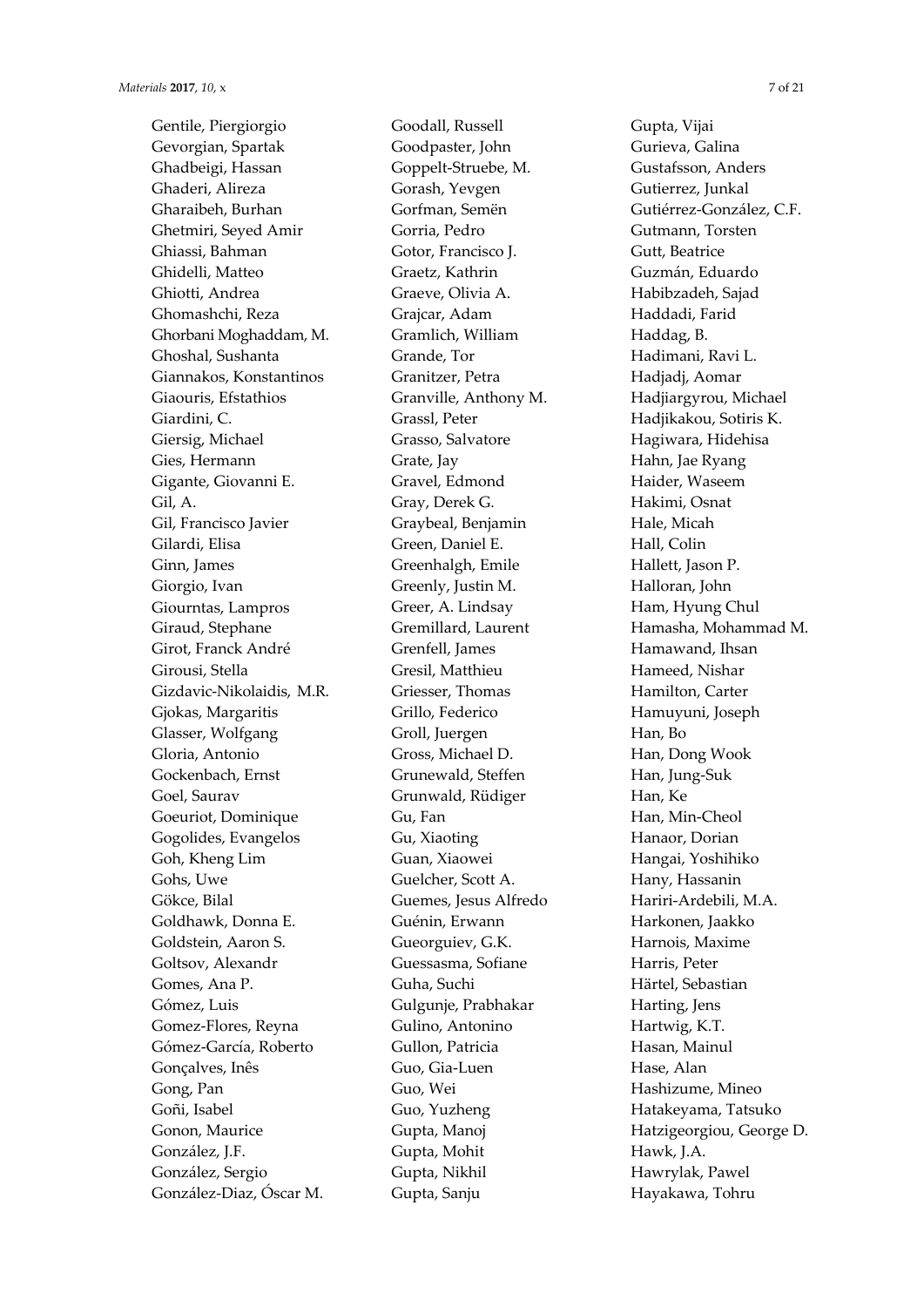Gentile, Piergiorgio
Gevorgian, Spartak
Ghadbeigi, Hassan
Ghaderi, Alireza
Gharaibeh, Burhan
Ghetmiri, Seyed Amir
Ghiassi, Bahman
Ghidelli, Matteo
Ghiotti, Andrea
Ghomashchi, Reza
Ghorbani Moghaddam, M.
Ghoshal, Sushanta
Giannakos, Konstantinos
Giaouris, Efstathios
Giardini, C.
Giersig, Michael
Gies, Hermann
Gigante, Giovanni E.
Gil, A.
Gil, Francisco Javier
Gilardi, Elisa
Ginn, James
Giorgio, Ivan
Giourntas, Lampros
Giraud, Stephane
Girot, Franck André
Girousi, Stella
Gizdavic-Nikolaidis, M.R.
Gjokas, Margaritis
Glasser, Wolfgang
Gloria, Antonio
Gockenbach, Ernst
Goel, Saurav
Goeuriot, Dominique
Gogolides, Evangelos
Goh, Kheng Lim
Gohs, Uwe
Gökce, Bilal
Goldhawk, Donna E.
Goldstein, Aaron S.
Goltsov, Alexandr
Gomes, Ana P.
Gómez, Luis
Gomez-Flores, Reyna
Gómez-García, Roberto
Gonçalves, Inês
Gong, Pan
Goñi, Isabel
Gonon, Maurice
González, J.F.
González, Sergio
González-Diaz, Óscar M.
Goodall, Russell
Goodpaster, John
Goppelt-Struebe, M.
Gorash, Yevgen
Gorfman, Semën
Gorria, Pedro
Gotor, Francisco J.
Graetz, Kathrin
Graeve, Olivia A.
Grajcar, Adam
Gramlich, William
Grande, Tor
Granitzer, Petra
Granville, Anthony M.
Grassl, Peter
Grasso, Salvatore
Grate, Jay
Gravel, Edmond
Gray, Derek G.
Graybeal, Benjamin
Green, Daniel E.
Greenhalgh, Emile
Greenly, Justin M.
Greer, A. Lindsay
Gremillard, Laurent
Grenfell, James
Gresil, Matthieu
Griesser, Thomas
Grillo, Federico
Groll, Juergen
Gross, Michael D.
Grunewald, Steffen
Grunwald, Rüdiger
Gu, Fan
Gu, Xiaoting
Guan, Xiaowei
Guelcher, Scott A.
Guemes, Jesus Alfredo
Guénin, Erwann
Gueorguiev, G.K.
Guessasma, Sofiane
Guha, Suchi
Gulgunje, Prabhakar
Gulino, Antonino
Gullon, Patricia
Guo, Gia-Luen
Guo, Wei
Guo, Yuzheng
Gupta, Manoj
Gupta, Mohit
Gupta, Nikhil
Gupta, Sanju
Gupta, Vijai
Gurieva, Galina
Gustafsson, Anders
Gutierrez, Junkal
Gutiérrez-González, C.F.
Gutmann, Torsten
Gutt, Beatrice
Guzmán, Eduardo
Habibzadeh, Sajad
Haddadi, Farid
Haddag, B.
Hadimani, Ravi L.
Hadjadj, Aomar
Hadjiargyrou, Michael
Hadjikakou, Sotiris K.
Hagiwara, Hidehisa
Hahn, Jae Ryang
Haider, Waseem
Hakimi, Osnat
Hale, Micah
Hall, Colin
Hallett, Jason P.
Halloran, John
Ham, Hyung Chul
Hamasha, Mohammad M.
Hamawand, Ihsan
Hameed, Nishar
Hamilton, Carter
Hamuyuni, Joseph
Han, Bo
Han, Dong Wook
Han, Jung-Suk
Han, Ke
Han, Min-Cheol
Hanaor, Dorian
Hangai, Yoshihiko
Hany, Hassanin
Hariri-Ardebili, M.A.
Harkonen, Jaakko
Harnois, Maxime
Harris, Peter
Härtel, Sebastian
Harting, Jens
Hartwig, K.T.
Hasan, Mainul
Hase, Alan
Hashizume, Mineo
Hatakeyama, Tatsuko
Hatzigeorgiou, George D.
Hawk, J.A.
Hawrylak, Pawel
Hayakawa, Tohru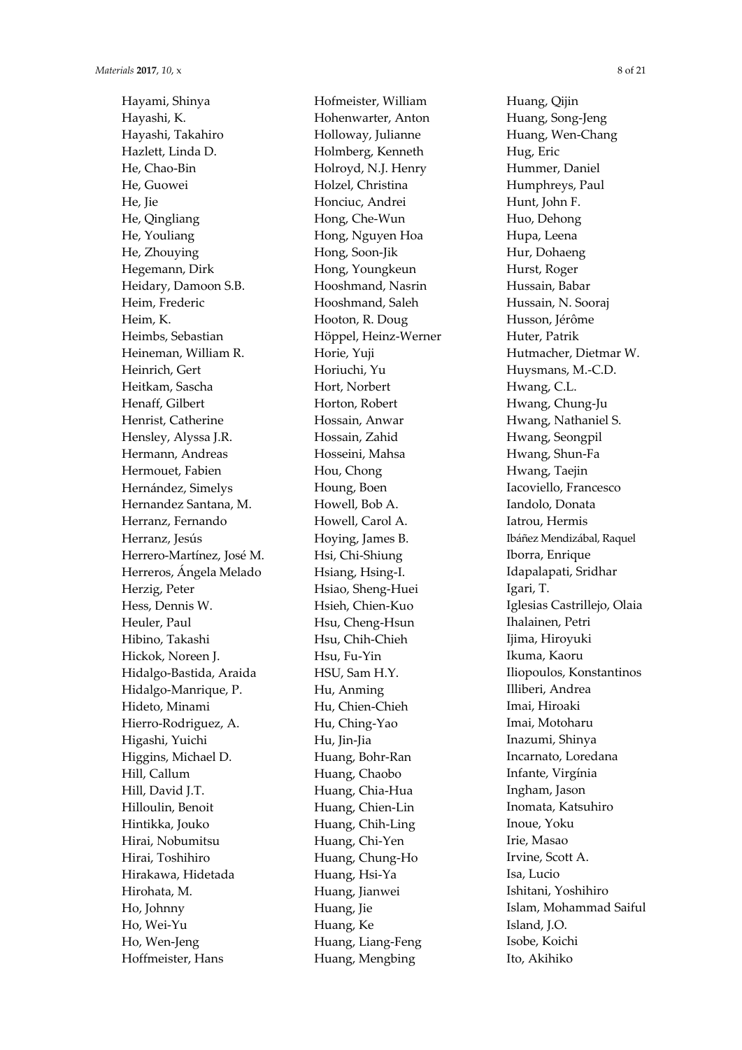Hayami, Shinya
Hayashi, K.
Hayashi, Takahiro
Hazlett, Linda D.
He, Chao-Bin
He, Guowei
He, Jie
He, Qingliang
He, Youliang
He, Zhouying
Hegemann, Dirk
Heidary, Damoon S.B.
Heim, Frederic
Heim, K.
Heimbs, Sebastian
Heineman, William R.
Heinrich, Gert
Heitkam, Sascha
Henaff, Gilbert
Henrist, Catherine
Hensley, Alyssa J.R.
Hermann, Andreas
Hermouet, Fabien
Hernández, Simelys
Hernandez Santana, M.
Herranz, Fernando
Herranz, Jesús
Herrero-Martínez, José M.
Herreros, Ángela Melado
Herzig, Peter
Hess, Dennis W.
Heuler, Paul
Hibino, Takashi
Hickok, Noreen J.
Hidalgo-Bastida, Araida
Hidalgo-Manrique, P.
Hideto, Minami
Hierro-Rodriguez, A.
Higashi, Yuichi
Higgins, Michael D.
Hill, Callum
Hill, David J.T.
Hilloulin, Benoit
Hintikka, Jouko
Hirai, Nobumitsu
Hirai, Toshihiro
Hirakawa, Hidetada
Hirohata, M.
Ho, Johnny
Ho, Wei-Yu
Ho, Wen-Jeng
Hoffmeister, Hans
Hofmeister, William
Hohenwarter, Anton
Holloway, Julianne
Holmberg, Kenneth
Holroyd, N.J. Henry
Holzel, Christina
Honciuc, Andrei
Hong, Che-Wun
Hong, Nguyen Hoa
Hong, Soon-Jik
Hong, Youngkeun
Hooshmand, Nasrin
Hooshmand, Saleh
Hooton, R. Doug
Höppel, Heinz-Werner
Horie, Yuji
Horiuchi, Yu
Hort, Norbert
Horton, Robert
Hossain, Anwar
Hossain, Zahid
Hosseini, Mahsa
Hou, Chong
Houng, Boen
Howell, Bob A.
Howell, Carol A.
Hoying, James B.
Hsi, Chi-Shiung
Hsiang, Hsing-I.
Hsiao, Sheng-Huei
Hsieh, Chien-Kuo
Hsu, Cheng-Hsun
Hsu, Chih-Chieh
Hsu, Fu-Yin
HSU, Sam H.Y.
Hu, Anming
Hu, Chien-Chieh
Hu, Ching-Yao
Hu, Jin-Jia
Huang, Bohr-Ran
Huang, Chaobo
Huang, Chia-Hua
Huang, Chien-Lin
Huang, Chih-Ling
Huang, Chi-Yen
Huang, Chung-Ho
Huang, Hsi-Ya
Huang, Jianwei
Huang, Jie
Huang, Ke
Huang, Liang-Feng
Huang, Mengbing
Huang, Qijin
Huang, Song-Jeng
Huang, Wen-Chang
Hug, Eric
Hummer, Daniel
Humphreys, Paul
Hunt, John F.
Huo, Dehong
Hupa, Leena
Hur, Dohaeng
Hurst, Roger
Hussain, Babar
Hussain, N. Sooraj
Husson, Jérôme
Huter, Patrik
Hutmacher, Dietmar W.
Huysmans, M.-C.D.
Hwang, C.L.
Hwang, Chung-Ju
Hwang, Nathaniel S.
Hwang, Seongpil
Hwang, Shun-Fa
Hwang, Taejin
Iacoviello, Francesco
Iandolo, Donata
Iatrou, Hermis
Ibáñez Mendizábal, Raquel
Iborra, Enrique
Idapalapati, Sridhar
Igari, T.
Iglesias Castrillejo, Olaia
Ihalainen, Petri
Ijima, Hiroyuki
Ikuma, Kaoru
Iliopoulos, Konstantinos
Illiberi, Andrea
Imai, Hiroaki
Imai, Motoharu
Inazumi, Shinya
Incarnato, Loredana
Infante, Virgínia
Ingham, Jason
Inomata, Katsuhiro
Inoue, Yoku
Irie, Masao
Irvine, Scott A.
Isa, Lucio
Ishitani, Yoshihiro
Islam, Mohammad Saiful
Island, J.O.
Isobe, Koichi
Ito, Akihiko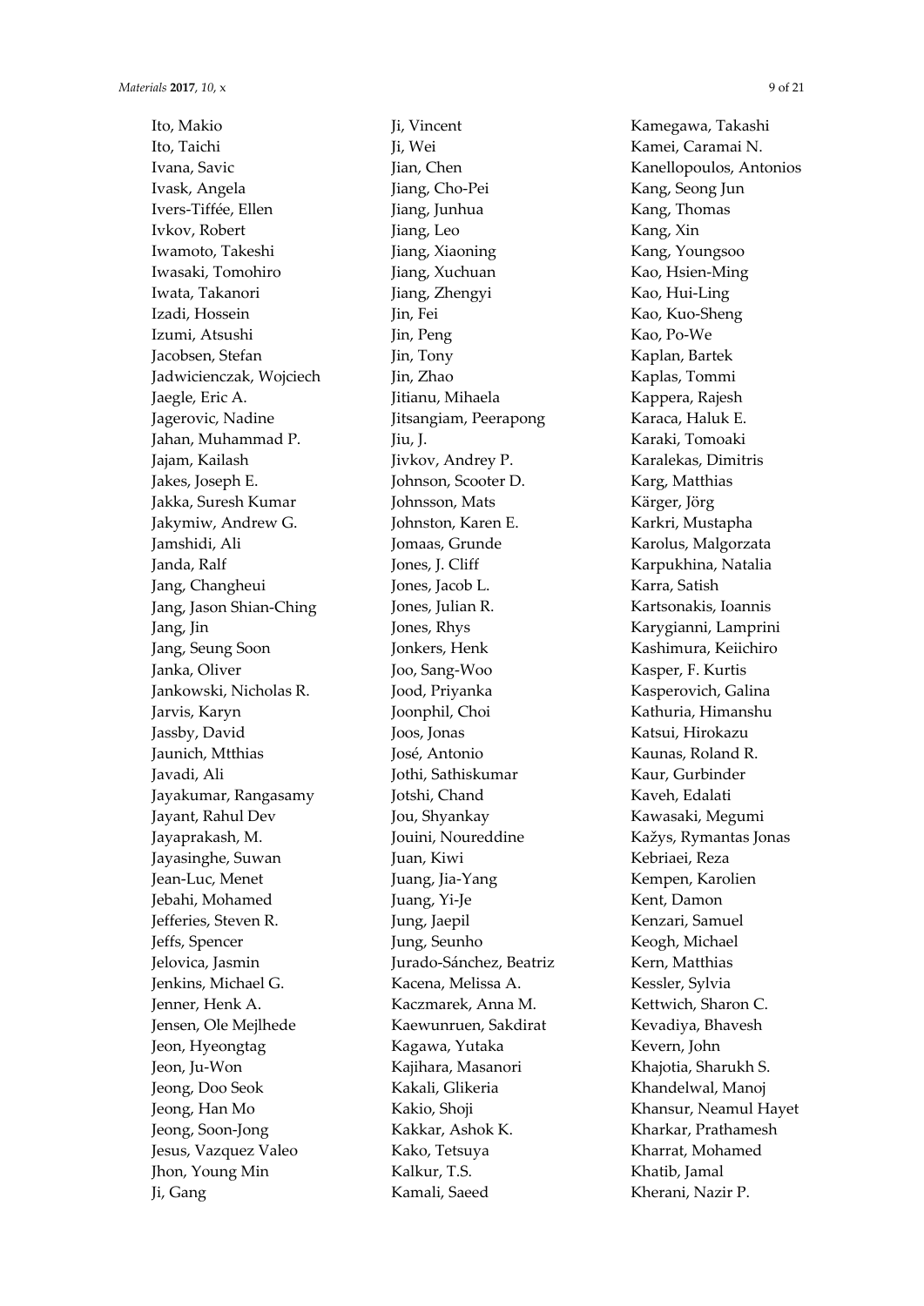Ito, Makio
Ito, Taichi
Ivana, Savic
Ivask, Angela
Ivers-Tiffée, Ellen
Ivkov, Robert
Iwamoto, Takeshi
Iwasaki, Tomohiro
Iwata, Takanori
Izadi, Hossein
Izumi, Atsushi
Jacobsen, Stefan
Jadwicienczak, Wojciech
Jaegle, Eric A.
Jagerovic, Nadine
Jahan, Muhammad P.
Jajam, Kailash
Jakes, Joseph E.
Jakka, Suresh Kumar
Jakymiw, Andrew G.
Jamshidi, Ali
Janda, Ralf
Jang, Changheui
Jang, Jason Shian-Ching
Jang, Jin
Jang, Seung Soon
Janka, Oliver
Jankowski, Nicholas R.
Jarvis, Karyn
Jassby, David
Jaunich, Mtthias
Javadi, Ali
Jayakumar, Rangasamy
Jayant, Rahul Dev
Jayaprakash, M.
Jayasinghe, Suwan
Jean-Luc, Menet
Jebahi, Mohamed
Jefferies, Steven R.
Jeffs, Spencer
Jelovica, Jasmin
Jenkins, Michael G.
Jenner, Henk A.
Jensen, Ole Mejlhede
Jeon, Hyeongtag
Jeon, Ju-Won
Jeong, Doo Seok
Jeong, Han Mo
Jeong, Soon-Jong
Jesus, Vazquez Valeo
Jhon, Young Min
Ji, Gang
Ji, Vincent
Ji, Wei
Jian, Chen
Jiang, Cho-Pei
Jiang, Junhua
Jiang, Leo
Jiang, Xiaoning
Jiang, Xuchuan
Jiang, Zhengyi
Jin, Fei
Jin, Peng
Jin, Tony
Jin, Zhao
Jitianu, Mihaela
Jitsangiam, Peerapong
Jiu, J.
Jivkov, Andrey P.
Johnson, Scooter D.
Johnsson, Mats
Johnston, Karen E.
Jomaas, Grunde
Jones, J. Cliff
Jones, Jacob L.
Jones, Julian R.
Jones, Rhys
Jonkers, Henk
Joo, Sang-Woo
Jood, Priyanka
Joonphil, Choi
Joos, Jonas
José, Antonio
Jothi, Sathiskumar
Jotshi, Chand
Jou, Shyankay
Jouini, Noureddine
Juan, Kiwi
Juang, Jia-Yang
Juang, Yi-Je
Jung, Jaepil
Jung, Seunho
Jurado-Sánchez, Beatriz
Kacena, Melissa A.
Kaczmarek, Anna M.
Kaewunruen, Sakdirat
Kagawa, Yutaka
Kajihara, Masanori
Kakali, Glikeria
Kakio, Shoji
Kakkar, Ashok K.
Kako, Tetsuya
Kalkur, T.S.
Kamali, Saeed
Kamegawa, Takashi
Kamei, Caramai N.
Kanellopoulos, Antonios
Kang, Seong Jun
Kang, Thomas
Kang, Xin
Kang, Youngsoo
Kao, Hsien-Ming
Kao, Hui-Ling
Kao, Kuo-Sheng
Kao, Po-We
Kaplan, Bartek
Kaplas, Tommi
Kappera, Rajesh
Karaca, Haluk E.
Karaki, Tomoaki
Karalekas, Dimitris
Karg, Matthias
Kärger, Jörg
Karkri, Mustapha
Karolus, Malgorzata
Karpukhina, Natalia
Karra, Satish
Kartsonakis, Ioannis
Karygianni, Lamprini
Kashimura, Keiichiro
Kasper, F. Kurtis
Kasperovich, Galina
Kathuria, Himanshu
Katsui, Hirokazu
Kaunas, Roland R.
Kaur, Gurbinder
Kaveh, Edalati
Kawasaki, Megumi
Kažys, Rymantas Jonas
Kebriaei, Reza
Kempen, Karolien
Kent, Damon
Kenzari, Samuel
Keogh, Michael
Kern, Matthias
Kessler, Sylvia
Kettwich, Sharon C.
Kevadiya, Bhavesh
Kevern, John
Khajotia, Sharukh S.
Khandelwal, Manoj
Khansur, Neamul Hayet
Kharkar, Prathamesh
Kharrat, Mohamed
Khatib, Jamal
Kherani, Nazir P.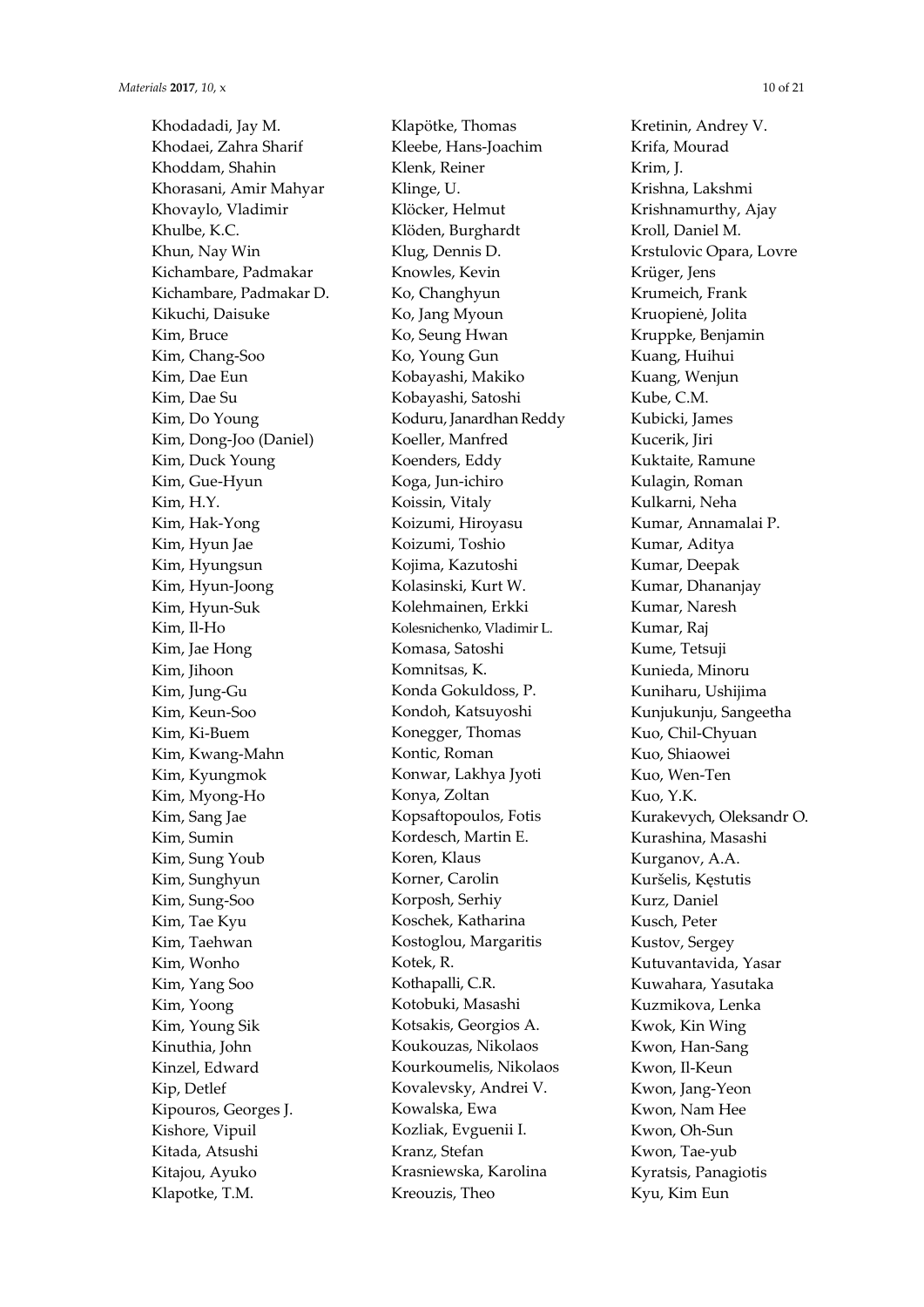Khodadadi, Jay M.
Khodaei, Zahra Sharif
Khoddam, Shahin
Khorasani, Amir Mahyar
Khovaylo, Vladimir
Khulbe, K.C.
Khun, Nay Win
Kichambare, Padmakar
Kichambare, Padmakar D.
Kikuchi, Daisuke
Kim, Bruce
Kim, Chang-Soo
Kim, Dae Eun
Kim, Dae Su
Kim, Do Young
Kim, Dong-Joo (Daniel)
Kim, Duck Young
Kim, Gue-Hyun
Kim, H.Y.
Kim, Hak-Yong
Kim, Hyun Jae
Kim, Hyungsun
Kim, Hyun-Joong
Kim, Hyun-Suk
Kim, Il-Ho
Kim, Jae Hong
Kim, Jihoon
Kim, Jung-Gu
Kim, Keun-Soo
Kim, Ki-Buem
Kim, Kwang-Mahn
Kim, Kyungmok
Kim, Myong-Ho
Kim, Sang Jae
Kim, Sumin
Kim, Sung Youb
Kim, Sunghyun
Kim, Sung-Soo
Kim, Tae Kyu
Kim, Taehwan
Kim, Wonho
Kim, Yang Soo
Kim, Yoong
Kim, Young Sik
Kinuthia, John
Kinzel, Edward
Kip, Detlef
Kipouros, Georges J.
Kishore, Vipuil
Kitada, Atsushi
Kitajou, Ayuko
Klapotke, T.M.
Klapötke, Thomas
Kleebe, Hans-Joachim
Klenk, Reiner
Klinge, U.
Klöcker, Helmut
Klöden, Burghardt
Klug, Dennis D.
Knowles, Kevin
Ko, Changhyun
Ko, Jang Myoun
Ko, Seung Hwan
Ko, Young Gun
Kobayashi, Makiko
Kobayashi, Satoshi
Koduru, Janardhan Reddy
Koeller, Manfred
Koenders, Eddy
Koga, Jun-ichiro
Koissin, Vitaly
Koizumi, Hiroyasu
Koizumi, Toshio
Kojima, Kazutoshi
Kolasinski, Kurt W.
Kolehmainen, Erkki
Kolesnichenko, Vladimir L.
Komasa, Satoshi
Komnitsas, K.
Konda Gokuldoss, P.
Kondoh, Katsuyoshi
Konegger, Thomas
Kontic, Roman
Konwar, Lakhya Jyoti
Konya, Zoltan
Kopsaftopoulos, Fotis
Kordesch, Martin E.
Koren, Klaus
Korner, Carolin
Korposh, Serhiy
Koschek, Katharina
Kostoglou, Margaritis
Kotek, R.
Kothapalli, C.R.
Kotobuki, Masashi
Kotsakis, Georgios A.
Koukouzas, Nikolaos
Kourkoumelis, Nikolaos
Kovalevsky, Andrei V.
Kowalska, Ewa
Kozliak, Evguenii I.
Kranz, Stefan
Krasniewska, Karolina
Kreouzis, Theo
Kretinin, Andrey V.
Krifa, Mourad
Krim, J.
Krishna, Lakshmi
Krishnamurthy, Ajay
Kroll, Daniel M.
Krstulovic Opara, Lovre
Krüger, Jens
Krumeich, Frank
Kruopienė, Jolita
Kruppke, Benjamin
Kuang, Huihui
Kuang, Wenjun
Kube, C.M.
Kubicki, James
Kucerik, Jiri
Kuktaite, Ramune
Kulagin, Roman
Kulkarni, Neha
Kumar, Annamalai P.
Kumar, Aditya
Kumar, Deepak
Kumar, Dhananjay
Kumar, Naresh
Kumar, Raj
Kume, Tetsuji
Kunieda, Minoru
Kuniharu, Ushijima
Kunjukunju, Sangeetha
Kuo, Chil-Chyuan
Kuo, Shiaowei
Kuo, Wen-Ten
Kuo, Y.K.
Kurakevych, Oleksandr O.
Kurashina, Masashi
Kurganov, A.A.
Kuršelis, Kęstutis
Kurz, Daniel
Kusch, Peter
Kustov, Sergey
Kutuvantavida, Yasar
Kuwahara, Yasutaka
Kuzmikova, Lenka
Kwok, Kin Wing
Kwon, Han-Sang
Kwon, Il-Keun
Kwon, Jang-Yeon
Kwon, Nam Hee
Kwon, Oh-Sun
Kwon, Tae-yub
Kyratsis, Panagiotis
Kyu, Kim Eun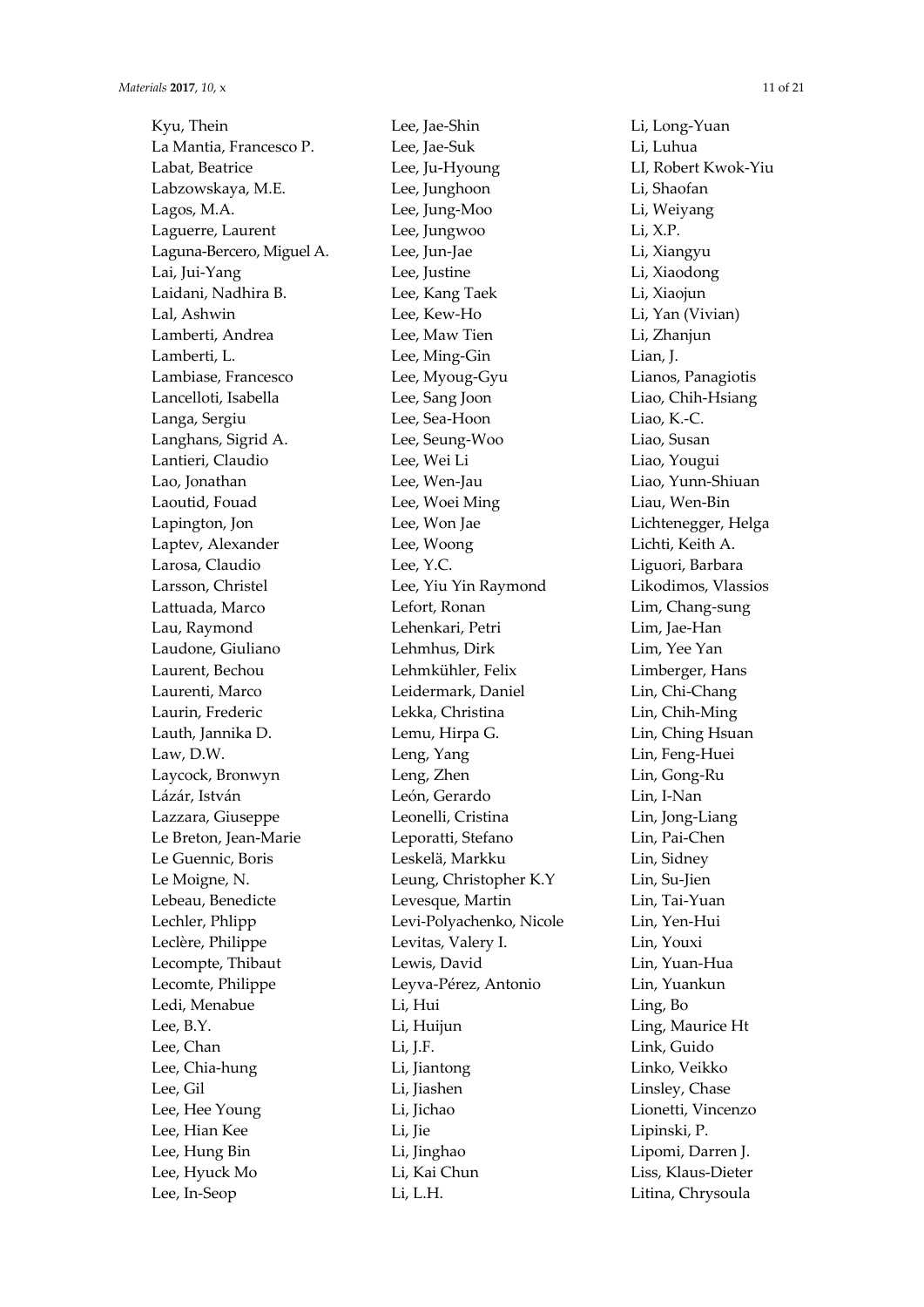Kyu, Thein
La Mantia, Francesco P.
Labat, Beatrice
Labzowskaya, M.E.
Lagos, M.A.
Laguerre, Laurent
Laguna-Bercero, Miguel A.
Lai, Jui-Yang
Laidani, Nadhira B.
Lal, Ashwin
Lamberti, Andrea
Lamberti, L.
Lambiase, Francesco
Lancelloti, Isabella
Langa, Sergiu
Langhans, Sigrid A.
Lantieri, Claudio
Lao, Jonathan
Laoutid, Fouad
Lapington, Jon
Laptev, Alexander
Larosa, Claudio
Larsson, Christel
Lattuada, Marco
Lau, Raymond
Laudone, Giuliano
Laurent, Bechou
Laurenti, Marco
Laurin, Frederic
Lauth, Jannika D.
Law, D.W.
Laycock, Bronwyn
Lázár, István
Lazzara, Giuseppe
Le Breton, Jean-Marie
Le Guennic, Boris
Le Moigne, N.
Lebeau, Benedicte
Lechler, Phlipp
Leclère, Philippe
Lecompte, Thibaut
Lecomte, Philippe
Ledi, Menabue
Lee, B.Y.
Lee, Chan
Lee, Chia-hung
Lee, Gil
Lee, Hee Young
Lee, Hian Kee
Lee, Hung Bin
Lee, Hyuck Mo
Lee, In-Seop
Lee, Jae-Shin
Lee, Jae-Suk
Lee, Ju-Hyoung
Lee, Junghoon
Lee, Jung-Moo
Lee, Jungwoo
Lee, Jun-Jae
Lee, Justine
Lee, Kang Taek
Lee, Kew-Ho
Lee, Maw Tien
Lee, Ming-Gin
Lee, Myoug-Gyu
Lee, Sang Joon
Lee, Sea-Hoon
Lee, Seung-Woo
Lee, Wei Li
Lee, Wen-Jau
Lee, Woei Ming
Lee, Won Jae
Lee, Woong
Lee, Y.C.
Lee, Yiu Yin Raymond
Lefort, Ronan
Lehenkari, Petri
Lehmhus, Dirk
Lehmkühler, Felix
Leidermark, Daniel
Lekka, Christina
Lemu, Hirpa G.
Leng, Yang
Leng, Zhen
León, Gerardo
Leonelli, Cristina
Leporatti, Stefano
Leskelä, Markku
Leung, Christopher K.Y
Levesque, Martin
Levi-Polyachenko, Nicole
Levitas, Valery I.
Lewis, David
Leyva-Pérez, Antonio
Li, Hui
Li, Huijun
Li, J.F.
Li, Jiantong
Li, Jiashen
Li, Jichao
Li, Jie
Li, Jinghao
Li, Kai Chun
Li, L.H.
Li, Long-Yuan
Li, Luhua
LI, Robert Kwok-Yiu
Li, Shaofan
Li, Weiyang
Li, X.P.
Li, Xiangyu
Li, Xiaodong
Li, Xiaojun
Li, Yan (Vivian)
Li, Zhanjun
Lian, J.
Lianos, Panagiotis
Liao, Chih-Hsiang
Liao, K.-C.
Liao, Susan
Liao, Yougui
Liao, Yunn-Shiuan
Liau, Wen-Bin
Lichtenegger, Helga
Lichti, Keith A.
Liguori, Barbara
Likodimos, Vlassios
Lim, Chang-sung
Lim, Jae-Han
Lim, Yee Yan
Limberger, Hans
Lin, Chi-Chang
Lin, Chih-Ming
Lin, Ching Hsuan
Lin, Feng-Huei
Lin, Gong-Ru
Lin, I-Nan
Lin, Jong-Liang
Lin, Pai-Chen
Lin, Sidney
Lin, Su-Jien
Lin, Tai-Yuan
Lin, Yen-Hui
Lin, Youxi
Lin, Yuan-Hua
Lin, Yuankun
Ling, Bo
Ling, Maurice Ht
Link, Guido
Linko, Veikko
Linsley, Chase
Lionetti, Vincenzo
Lipinski, P.
Lipomi, Darren J.
Liss, Klaus-Dieter
Litina, Chrysoula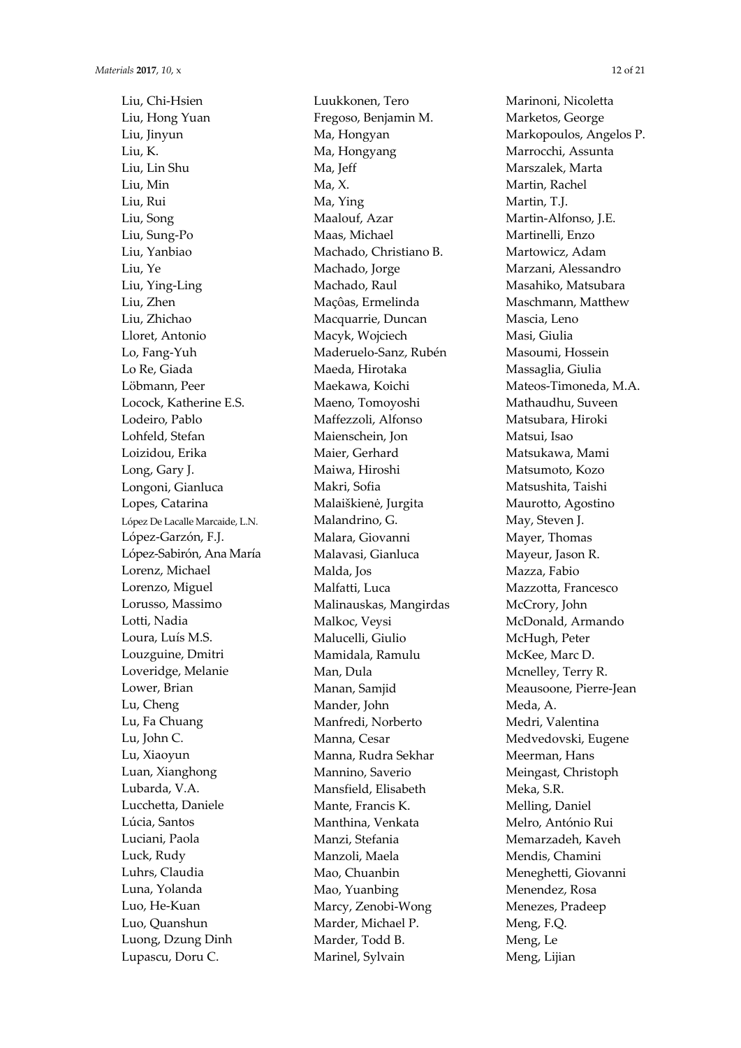Liu, Chi-Hsien
Liu, Hong Yuan
Liu, Jinyun
Liu, K.
Liu, Lin Shu
Liu, Min
Liu, Rui
Liu, Song
Liu, Sung-Po
Liu, Yanbiao
Liu, Ye
Liu, Ying-Ling
Liu, Zhen
Liu, Zhichao
Lloret, Antonio
Lo, Fang-Yuh
Lo Re, Giada
Löbmann, Peer
Locock, Katherine E.S.
Lodeiro, Pablo
Lohfeld, Stefan
Loizidou, Erika
Long, Gary J.
Longoni, Gianluca
Lopes, Catarina
López De Lacalle Marcaide, L.N.
López-Garzón, F.J.
López-Sabirón, Ana María
Lorenz, Michael
Lorenzo, Miguel
Lorusso, Massimo
Lotti, Nadia
Loura, Luís M.S.
Louzguine, Dmitri
Loveridge, Melanie
Lower, Brian
Lu, Cheng
Lu, Fa Chuang
Lu, John C.
Lu, Xiaoyun
Luan, Xianghong
Lubarda, V.A.
Lucchetta, Daniele
Lúcia, Santos
Luciani, Paola
Luck, Rudy
Luhrs, Claudia
Luna, Yolanda
Luo, He-Kuan
Luo, Quanshun
Luong, Dzung Dinh
Lupascu, Doru C.
Luukkonen, Tero
Fregoso, Benjamin M.
Ma, Hongyan
Ma, Hongyang
Ma, Jeff
Ma, X.
Ma, Ying
Maalouf, Azar
Maas, Michael
Machado, Christiano B.
Machado, Jorge
Machado, Raul
Maçôas, Ermelinda
Macquarrie, Duncan
Macyk, Wojciech
Maderuelo-Sanz, Rubén
Maeda, Hirotaka
Maekawa, Koichi
Maeno, Tomoyoshi
Maffezzoli, Alfonso
Maienschein, Jon
Maier, Gerhard
Maiwa, Hiroshi
Makri, Sofia
Malaiškienė, Jurgita
Malandrino, G.
Malara, Giovanni
Malavasi, Gianluca
Malda, Jos
Malfatti, Luca
Malinauskas, Mangirdas
Malkoc, Veysi
Malucelli, Giulio
Mamidala, Ramulu
Man, Dula
Manan, Samjid
Mander, John
Manfredi, Norberto
Manna, Cesar
Manna, Rudra Sekhar
Mannino, Saverio
Mansfield, Elisabeth
Mante, Francis K.
Manthina, Venkata
Manzi, Stefania
Manzoli, Maela
Mao, Chuanbin
Mao, Yuanbing
Marcy, Zenobi-Wong
Marder, Michael P.
Marder, Todd B.
Marinel, Sylvain
Marinoni, Nicoletta
Marketos, George
Markopoulos, Angelos P.
Marrocchi, Assunta
Marszalek, Marta
Martin, Rachel
Martin, T.J.
Martin-Alfonso, J.E.
Martinelli, Enzo
Martowicz, Adam
Marzani, Alessandro
Masahiko, Matsubara
Maschmann, Matthew
Mascia, Leno
Masi, Giulia
Masoumi, Hossein
Massaglia, Giulia
Mateos-Timoneda, M.A.
Mathaudhu, Suveen
Matsubara, Hiroki
Matsui, Isao
Matsukawa, Mami
Matsumoto, Kozo
Matsushita, Taishi
Maurotto, Agostino
May, Steven J.
Mayer, Thomas
Mayeur, Jason R.
Mazza, Fabio
Mazzotta, Francesco
McCrory, John
McDonald, Armando
McHugh, Peter
McKee, Marc D.
Mcnelley, Terry R.
Meausoone, Pierre-Jean
Meda, A.
Medri, Valentina
Medvedovski, Eugene
Meerman, Hans
Meingast, Christoph
Meka, S.R.
Melling, Daniel
Melro, António Rui
Memarzadeh, Kaveh
Mendis, Chamini
Meneghetti, Giovanni
Menendez, Rosa
Menezes, Pradeep
Meng, F.Q.
Meng, Le
Meng, Lijian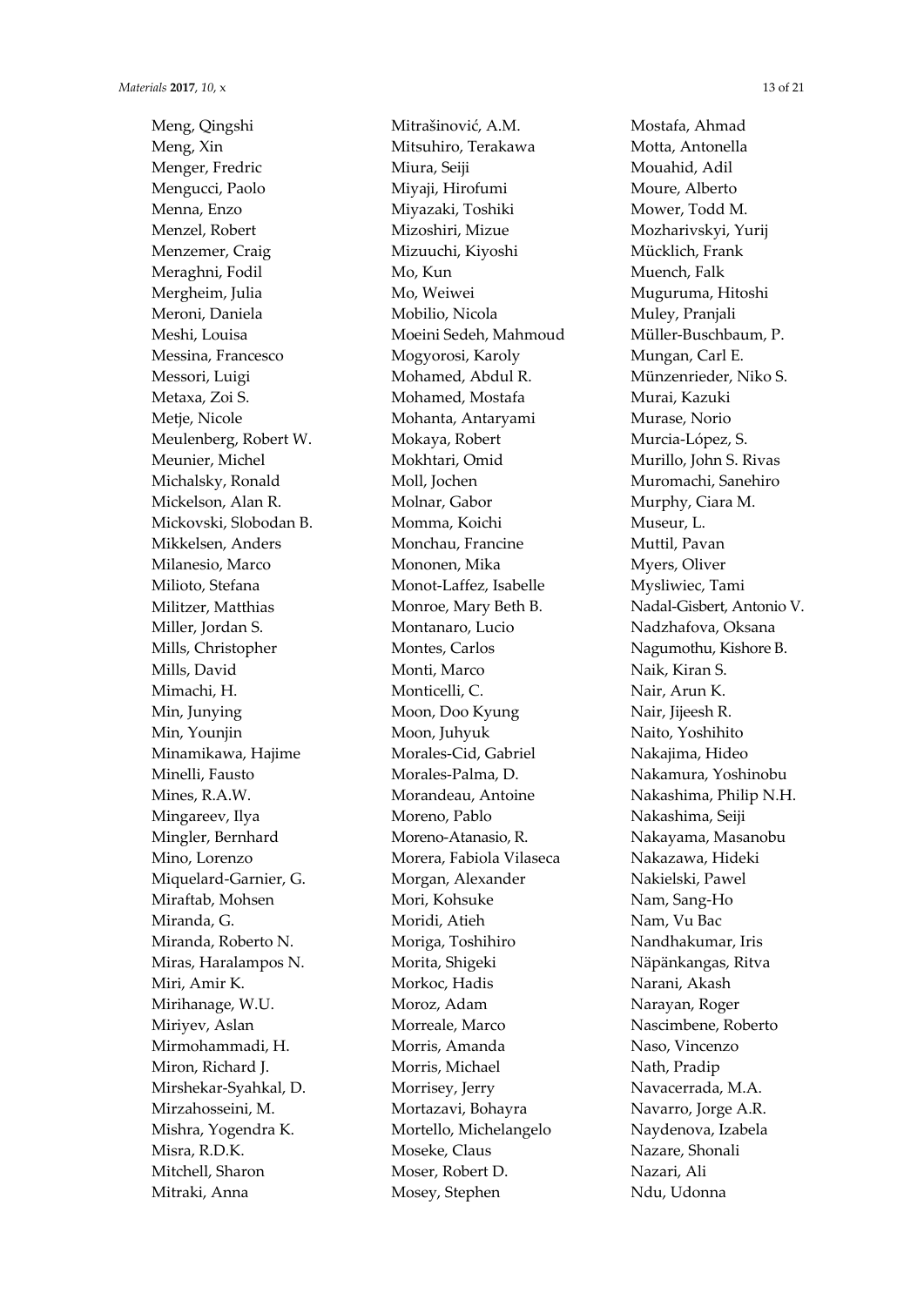Meng, Qingshi
Meng, Xin
Menger, Fredric
Mengucci, Paolo
Menna, Enzo
Menzel, Robert
Menzemer, Craig
Meraghni, Fodil
Mergheim, Julia
Meroni, Daniela
Meshi, Louisa
Messina, Francesco
Messori, Luigi
Metaxa, Zoi S.
Metje, Nicole
Meulenberg, Robert W.
Meunier, Michel
Michalsky, Ronald
Mickelson, Alan R.
Mickovski, Slobodan B.
Mikkelsen, Anders
Milanesio, Marco
Milioto, Stefana
Militzer, Matthias
Miller, Jordan S.
Mills, Christopher
Mills, David
Mimachi, H.
Min, Junying
Min, Younjin
Minamikawa, Hajime
Minelli, Fausto
Mines, R.A.W.
Mingareev, Ilya
Mingler, Bernhard
Mino, Lorenzo
Miquelard-Garnier, G.
Miraftab, Mohsen
Miranda, G.
Miranda, Roberto N.
Miras, Haralampos N.
Miri, Amir K.
Mirihanage, W.U.
Miriyev, Aslan
Mirmohammadi, H.
Miron, Richard J.
Mirshekar-Syahkal, D.
Mirzahosseini, M.
Mishra, Yogendra K.
Misra, R.D.K.
Mitchell, Sharon
Mitraki, Anna
Mitrašinović, A.M.
Mitsuhiro, Terakawa
Miura, Seiji
Miyaji, Hirofumi
Miyazaki, Toshiki
Mizoshiri, Mizue
Mizuuchi, Kiyoshi
Mo, Kun
Mo, Weiwei
Mobilio, Nicola
Moeini Sedeh, Mahmoud
Mogyorosi, Karoly
Mohamed, Abdul R.
Mohamed, Mostafa
Mohanta, Antaryami
Mokaya, Robert
Mokhtari, Omid
Moll, Jochen
Molnar, Gabor
Momma, Koichi
Monchau, Francine
Mononen, Mika
Monot-Laffez, Isabelle
Monroe, Mary Beth B.
Montanaro, Lucio
Montes, Carlos
Monti, Marco
Monticelli, C.
Moon, Doo Kyung
Moon, Juhyuk
Morales-Cid, Gabriel
Morales-Palma, D.
Morandeau, Antoine
Moreno, Pablo
Moreno-Atanasio, R.
Morera, Fabiola Vilaseca
Morgan, Alexander
Mori, Kohsuke
Moridi, Atieh
Moriga, Toshihiro
Morita, Shigeki
Morkoc, Hadis
Moroz, Adam
Morreale, Marco
Morris, Amanda
Morris, Michael
Morrisey, Jerry
Mortazavi, Bohayra
Mortello, Michelangelo
Moseke, Claus
Moser, Robert D.
Mosey, Stephen
Mostafa, Ahmad
Motta, Antonella
Mouahid, Adil
Moure, Alberto
Mower, Todd M.
Mozharivskyi, Yurij
Mücklich, Frank
Muench, Falk
Muguruma, Hitoshi
Muley, Pranjali
Müller-Buschbaum, P.
Mungan, Carl E.
Münzenrieder, Niko S.
Murai, Kazuki
Murase, Norio
Murcia-López, S.
Murillo, John S. Rivas
Muromachi, Sanehiro
Murphy, Ciara M.
Museur, L.
Muttil, Pavan
Myers, Oliver
Mysliwiec, Tami
Nadal-Gisbert, Antonio V.
Nadzhafova, Oksana
Nagumothu, Kishore B.
Naik, Kiran S.
Nair, Arun K.
Nair, Jijeesh R.
Naito, Yoshihito
Nakajima, Hideo
Nakamura, Yoshinobu
Nakashima, Philip N.H.
Nakashima, Seiji
Nakayama, Masanobu
Nakazawa, Hideki
Nakielski, Pawel
Nam, Sang-Ho
Nam, Vu Bac
Nandhakumar, Iris
Näpänkangas, Ritva
Narani, Akash
Narayan, Roger
Nascimbene, Roberto
Naso, Vincenzo
Nath, Pradip
Navacerrada, M.A.
Navarro, Jorge A.R.
Naydenova, Izabela
Nazare, Shonali
Nazari, Ali
Ndu, Udonna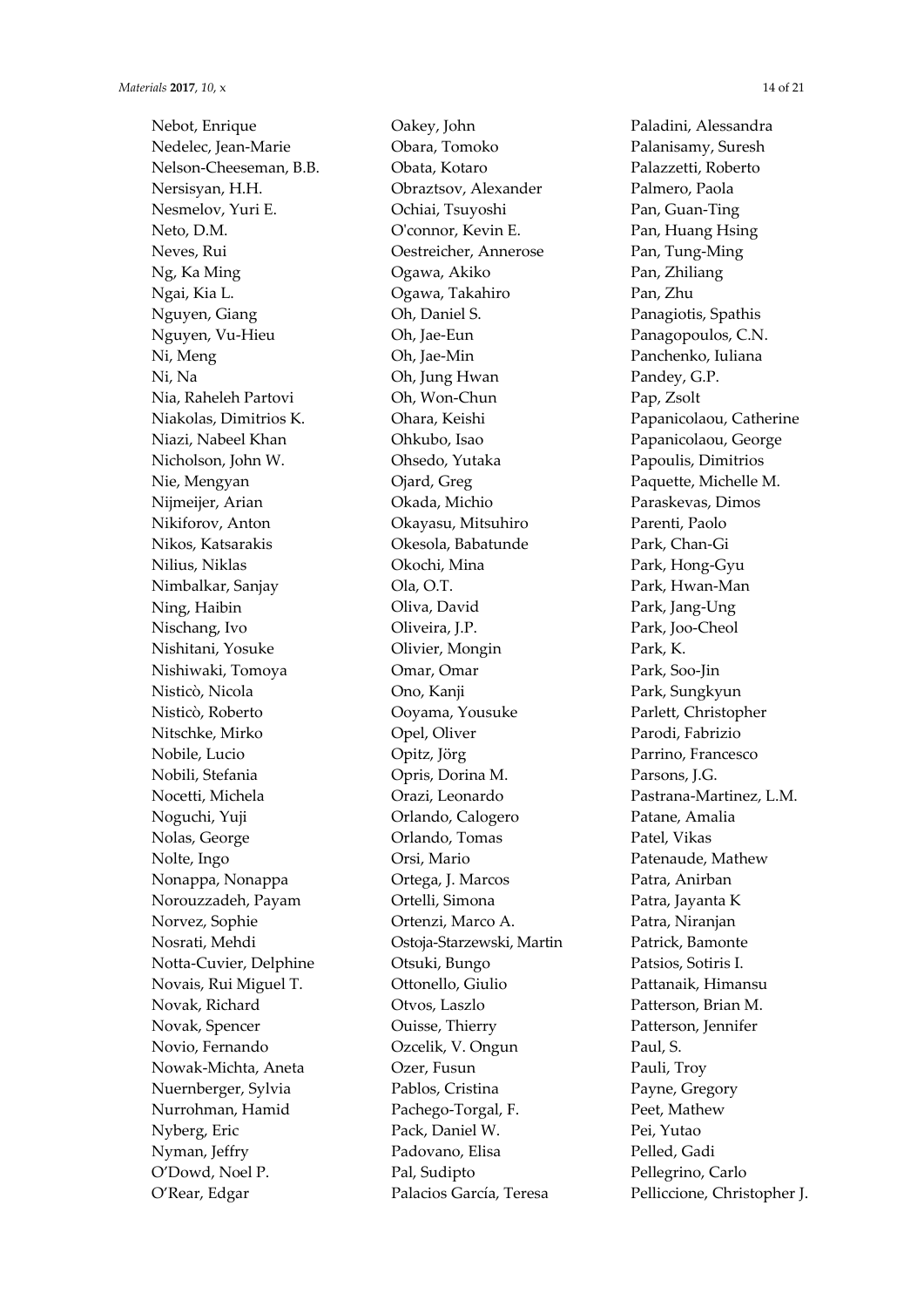Nebot, Enrique
Nedelec, Jean-Marie
Nelson-Cheeseman, B.B.
Nersisyan, H.H.
Nesmelov, Yuri E.
Neto, D.M.
Neves, Rui
Ng, Ka Ming
Ngai, Kia L.
Nguyen, Giang
Nguyen, Vu-Hieu
Ni, Meng
Ni, Na
Nia, Raheleh Partovi
Niakolas, Dimitrios K.
Niazi, Nabeel Khan
Nicholson, John W.
Nie, Mengyan
Nijmeijer, Arian
Nikiforov, Anton
Nikos, Katsarakis
Nilius, Niklas
Nimbalkar, Sanjay
Ning, Haibin
Nischang, Ivo
Nishitani, Yosuke
Nishiwaki, Tomoya
Nisticò, Nicola
Nisticò, Roberto
Nitschke, Mirko
Nobile, Lucio
Nobili, Stefania
Nocetti, Michela
Noguchi, Yuji
Nolas, George
Nolte, Ingo
Nonappa, Nonappa
Norouzzadeh, Payam
Norvez, Sophie
Nosrati, Mehdi
Notta-Cuvier, Delphine
Novais, Rui Miguel T.
Novak, Richard
Novak, Spencer
Novio, Fernando
Nowak-Michta, Aneta
Nuernberger, Sylvia
Nurrohman, Hamid
Nyberg, Eric
Nyman, Jeffry
O'Dowd, Noel P.
O'Rear, Edgar
Oakey, John
Obara, Tomoko
Obata, Kotaro
Obraztsov, Alexander
Ochiai, Tsuyoshi
O'connor, Kevin E.
Oestreicher, Annerose
Ogawa, Akiko
Ogawa, Takahiro
Oh, Daniel S.
Oh, Jae-Eun
Oh, Jae-Min
Oh, Jung Hwan
Oh, Won-Chun
Ohara, Keishi
Ohkubo, Isao
Ohsedo, Yutaka
Ojard, Greg
Okada, Michio
Okayasu, Mitsuhiro
Okesola, Babatunde
Okochi, Mina
Ola, O.T.
Oliva, David
Oliveira, J.P.
Olivier, Mongin
Omar, Omar
Ono, Kanji
Ooyama, Yousuke
Opel, Oliver
Opitz, Jörg
Opris, Dorina M.
Orazi, Leonardo
Orlando, Calogero
Orlando, Tomas
Orsi, Mario
Ortega, J. Marcos
Ortelli, Simona
Ortenzi, Marco A.
Ostoja-Starzewski, Martin
Otsuki, Bungo
Ottonello, Giulio
Otvos, Laszlo
Ouisse, Thierry
Ozcelik, V. Ongun
Ozer, Fusun
Pablos, Cristina
Pachego-Torgal, F.
Pack, Daniel W.
Padovano, Elisa
Pal, Sudipto
Palacios García, Teresa
Paladini, Alessandra
Palanisamy, Suresh
Palazzetti, Roberto
Palmero, Paola
Pan, Guan-Ting
Pan, Huang Hsing
Pan, Tung-Ming
Pan, Zhiliang
Pan, Zhu
Panagiotis, Spathis
Panagopoulos, C.N.
Panchenko, Iuliana
Pandey, G.P.
Pap, Zsolt
Papanicolaou, Catherine
Papanicolaou, George
Papoulis, Dimitrios
Paquette, Michelle M.
Paraskevas, Dimos
Parenti, Paolo
Park, Chan-Gi
Park, Hong-Gyu
Park, Hwan-Man
Park, Jang-Ung
Park, Joo-Cheol
Park, K.
Park, Soo-Jin
Park, Sungkyun
Parlett, Christopher
Parodi, Fabrizio
Parrino, Francesco
Parsons, J.G.
Pastrana-Martinez, L.M.
Patane, Amalia
Patel, Vikas
Patenaude, Mathew
Patra, Anirban
Patra, Jayanta K
Patra, Niranjan
Patrick, Bamonte
Patsios, Sotiris I.
Pattanaik, Himansu
Patterson, Brian M.
Patterson, Jennifer
Paul, S.
Pauli, Troy
Payne, Gregory
Peet, Mathew
Pei, Yutao
Pelled, Gadi
Pellegrino, Carlo
Pelliccione, Christopher J.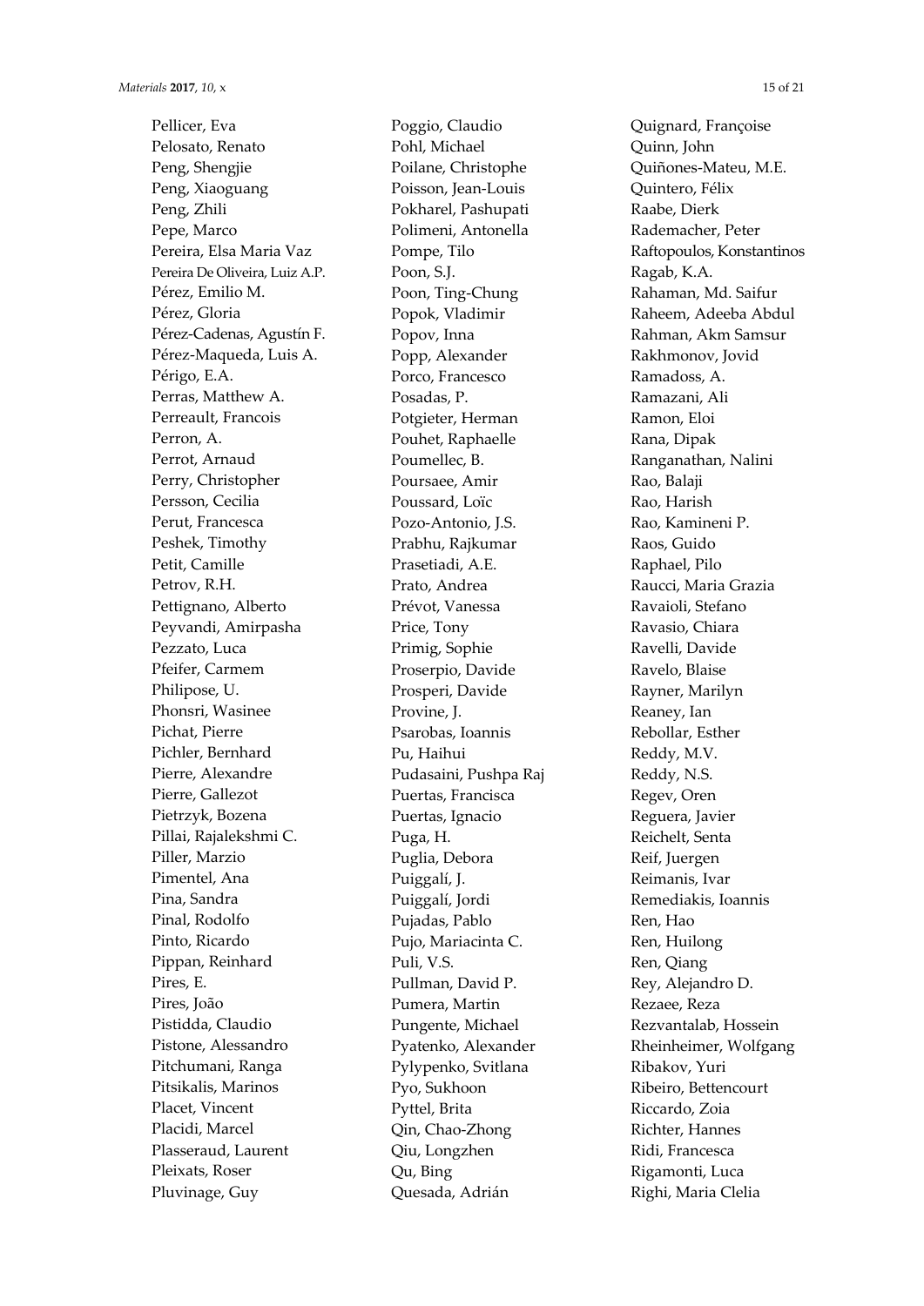Pellicer, Eva
Pelosato, Renato
Peng, Shengjie
Peng, Xiaoguang
Peng, Zhili
Pepe, Marco
Pereira, Elsa Maria Vaz
Pereira De Oliveira, Luiz A.P.
Pérez, Emilio M.
Pérez, Gloria
Pérez-Cadenas, Agustín F.
Pérez-Maqueda, Luis A.
Périgo, E.A.
Perras, Matthew A.
Perreault, Francois
Perron, A.
Perrot, Arnaud
Perry, Christopher
Persson, Cecilia
Perut, Francesca
Peshek, Timothy
Petit, Camille
Petrov, R.H.
Pettignano, Alberto
Peyvandi, Amirpasha
Pezzato, Luca
Pfeifer, Carmem
Philipose, U.
Phonsri, Wasinee
Pichat, Pierre
Pichler, Bernhard
Pierre, Alexandre
Pierre, Gallezot
Pietrzyk, Bozena
Pillai, Rajalekshmi C.
Piller, Marzio
Pimentel, Ana
Pina, Sandra
Pinal, Rodolfo
Pinto, Ricardo
Pippan, Reinhard
Pires, E.
Pires, João
Pistidda, Claudio
Pistone, Alessandro
Pitchumani, Ranga
Pitsikalis, Marinos
Placet, Vincent
Placidi, Marcel
Plasseraud, Laurent
Pleixats, Roser
Pluvinage, Guy
Poggio, Claudio
Pohl, Michael
Poilane, Christophe
Poisson, Jean-Louis
Pokharel, Pashupati
Polimeni, Antonella
Pompe, Tilo
Poon, S.J.
Poon, Ting-Chung
Popok, Vladimir
Popov, Inna
Popp, Alexander
Porco, Francesco
Posadas, P.
Potgieter, Herman
Pouhet, Raphaelle
Poumellec, B.
Poursaee, Amir
Poussard, Loïc
Pozo-Antonio, J.S.
Prabhu, Rajkumar
Prasetiadi, A.E.
Prato, Andrea
Prévot, Vanessa
Price, Tony
Primig, Sophie
Proserpio, Davide
Prosperi, Davide
Provine, J.
Psarobas, Ioannis
Pu, Haihui
Pudasaini, Pushpa Raj
Puertas, Francisca
Puertas, Ignacio
Puga, H.
Puglia, Debora
Puiggalí, J.
Puiggalí, Jordi
Pujadas, Pablo
Pujo, Mariacinta C.
Puli, V.S.
Pullman, David P.
Pumera, Martin
Pungente, Michael
Pyatenko, Alexander
Pylypenko, Svitlana
Pyo, Sukhoon
Pyttel, Brita
Qin, Chao-Zhong
Qiu, Longzhen
Qu, Bing
Quesada, Adrián
Quignard, Françoise
Quinn, John
Quiñones-Mateu, M.E.
Quintero, Félix
Raabe, Dierk
Rademacher, Peter
Raftopoulos, Konstantinos
Ragab, K.A.
Rahaman, Md. Saifur
Raheem, Adeeba Abdul
Rahman, Akm Samsur
Rakhmonov, Jovid
Ramadoss, A.
Ramazani, Ali
Ramon, Eloi
Rana, Dipak
Ranganathan, Nalini
Rao, Balaji
Rao, Harish
Rao, Kamineni P.
Raos, Guido
Raphael, Pilo
Raucci, Maria Grazia
Ravaioli, Stefano
Ravasio, Chiara
Ravelli, Davide
Ravelo, Blaise
Rayner, Marilyn
Reaney, Ian
Rebollar, Esther
Reddy, M.V.
Reddy, N.S.
Regev, Oren
Reguera, Javier
Reichelt, Senta
Reif, Juergen
Reimanis, Ivar
Remediakis, Ioannis
Ren, Hao
Ren, Huilong
Ren, Qiang
Rey, Alejandro D.
Rezaee, Reza
Rezvantalab, Hossein
Rheinheimer, Wolfgang
Ribakov, Yuri
Ribeiro, Bettencourt
Riccardo, Zoia
Richter, Hannes
Ridi, Francesca
Rigamonti, Luca
Righi, Maria Clelia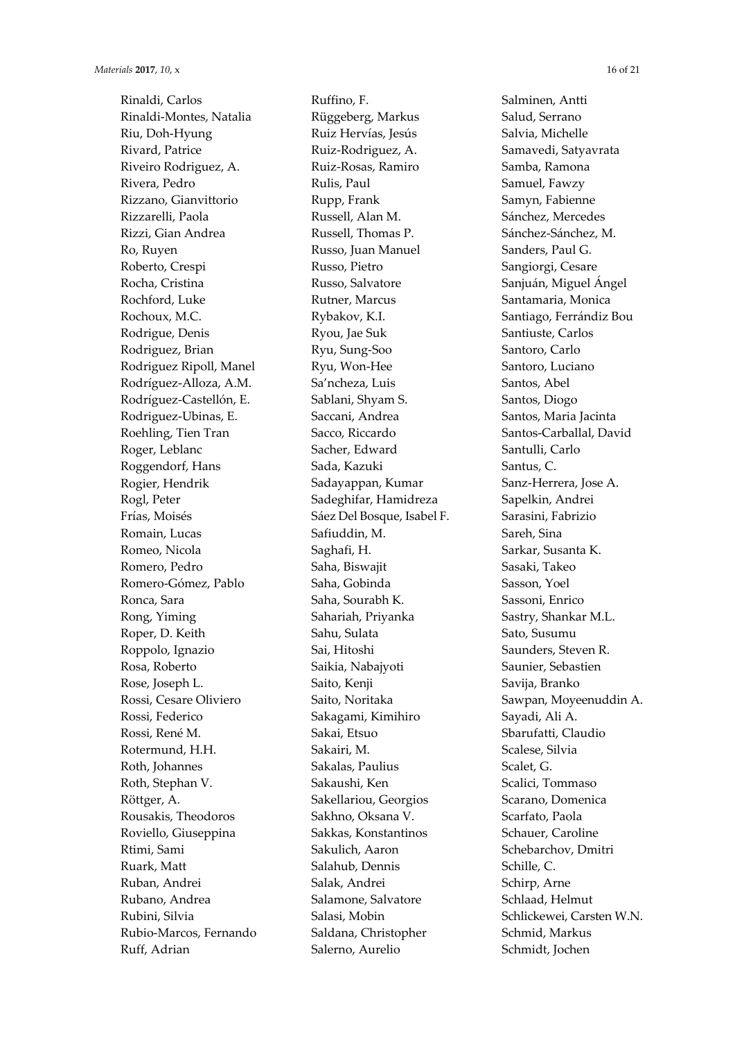Rinaldi, Carlos
Rinaldi-Montes, Natalia
Riu, Doh-Hyung
Rivard, Patrice
Riveiro Rodriguez, A.
Rivera, Pedro
Rizzano, Gianvittorio
Rizzarelli, Paola
Rizzi, Gian Andrea
Ro, Ruyen
Roberto, Crespi
Rocha, Cristina
Rochford, Luke
Rochoux, M.C.
Rodrigue, Denis
Rodriguez, Brian
Rodriguez Ripoll, Manel
Rodríguez-Alloza, A.M.
Rodríguez-Castellón, E.
Rodriguez-Ubinas, E.
Roehling, Tien Tran
Roger, Leblanc
Roggendorf, Hans
Rogier, Hendrik
Rogl, Peter
Frías, Moisés
Romain, Lucas
Romeo, Nicola
Romero, Pedro
Romero-Gómez, Pablo
Ronca, Sara
Rong, Yiming
Roper, D. Keith
Roppolo, Ignazio
Rosa, Roberto
Rose, Joseph L.
Rossi, Cesare Oliviero
Rossi, Federico
Rossi, René M.
Rotermund, H.H.
Roth, Johannes
Roth, Stephan V.
Röttger, A.
Rousakis, Theodoros
Roviello, Giuseppina
Rtimi, Sami
Ruark, Matt
Ruban, Andrei
Rubano, Andrea
Rubini, Silvia
Rubio-Marcos, Fernando
Ruff, Adrian
Ruffino, F.
Rüggeberg, Markus
Ruiz Hervías, Jesús
Ruiz-Rodriguez, A.
Ruiz-Rosas, Ramiro
Rulis, Paul
Rupp, Frank
Russell, Alan M.
Russell, Thomas P.
Russo, Juan Manuel
Russo, Pietro
Russo, Salvatore
Rutner, Marcus
Rybakov, K.I.
Ryou, Jae Suk
Ryu, Sung-Soo
Ryu, Won-Hee
Sa'ncheza, Luis
Sablani, Shyam S.
Saccani, Andrea
Sacco, Riccardo
Sacher, Edward
Sada, Kazuki
Sadayappan, Kumar
Sadeghifar, Hamidreza
Sáez Del Bosque, Isabel F.
Safiuddin, M.
Saghafi, H.
Saha, Biswajit
Saha, Gobinda
Saha, Sourabh K.
Sahariah, Priyanka
Sahu, Sulata
Sai, Hitoshi
Saikia, Nabajyoti
Saito, Kenji
Saito, Noritaka
Sakagami, Kimihiro
Sakai, Etsuo
Sakairi, M.
Sakalas, Paulius
Sakaushi, Ken
Sakellariou, Georgios
Sakhno, Oksana V.
Sakkas, Konstantinos
Sakulich, Aaron
Salahub, Dennis
Salak, Andrei
Salamone, Salvatore
Salasi, Mobin
Saldana, Christopher
Salerno, Aurelio
Salminen, Antti
Salud, Serrano
Salvia, Michelle
Samavedi, Satyavrata
Samba, Ramona
Samuel, Fawzy
Samyn, Fabienne
Sánchez, Mercedes
Sánchez-Sánchez, M.
Sanders, Paul G.
Sangiorgi, Cesare
Sanjuán, Miguel Ángel
Santamaria, Monica
Santiago, Ferrándiz Bou
Santiuste, Carlos
Santoro, Carlo
Santoro, Luciano
Santos, Abel
Santos, Diogo
Santos, Maria Jacinta
Santos-Carballal, David
Santulli, Carlo
Santus, C.
Sanz-Herrera, Jose A.
Sapelkin, Andrei
Sarasini, Fabrizio
Sareh, Sina
Sarkar, Susanta K.
Sasaki, Takeo
Sasson, Yoel
Sassoni, Enrico
Sastry, Shankar M.L.
Sato, Susumu
Saunders, Steven R.
Saunier, Sebastien
Savija, Branko
Sawpan, Moyeenuddin A.
Sayadi, Ali A.
Sbarufatti, Claudio
Scalese, Silvia
Scalet, G.
Scalici, Tommaso
Scarano, Domenica
Scarfato, Paola
Schauer, Caroline
Schebarchov, Dmitri
Schille, C.
Schirp, Arne
Schlaad, Helmut
Schlickewei, Carsten W.N.
Schmid, Markus
Schmidt, Jochen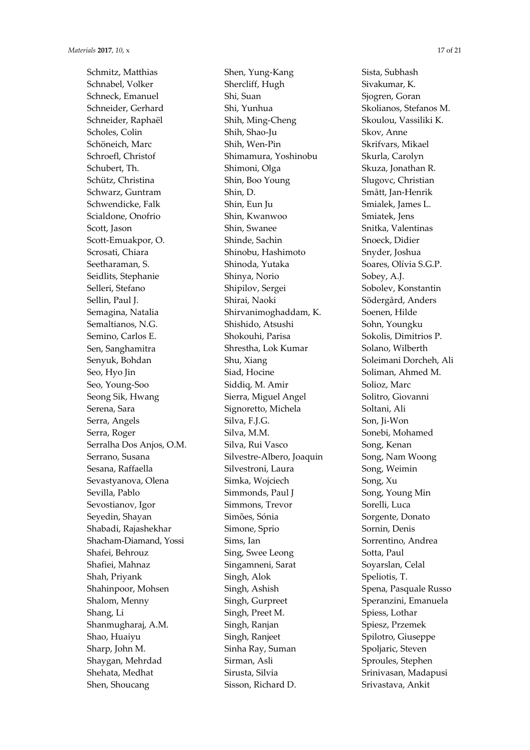Schmitz, Matthias
Schnabel, Volker
Schneck, Emanuel
Schneider, Gerhard
Schneider, Raphaël
Scholes, Colin
Schöneich, Marc
Schroefl, Christof
Schubert, Th.
Schütz, Christina
Schwarz, Guntram
Schwendicke, Falk
Scialdone, Onofrio
Scott, Jason
Scott-Emuakpor, O.
Scrosati, Chiara
Seetharaman, S.
Seidlits, Stephanie
Selleri, Stefano
Sellin, Paul J.
Semagina, Natalia
Semaltianos, N.G.
Semino, Carlos E.
Sen, Sanghamitra
Senyuk, Bohdan
Seo, Hyo Jin
Seo, Young-Soo
Seong Sik, Hwang
Serena, Sara
Serra, Angels
Serra, Roger
Serralha Dos Anjos, O.M.
Serrano, Susana
Sesana, Raffaella
Sevastyanova, Olena
Sevilla, Pablo
Sevostianov, Igor
Seyedin, Shayan
Shabadi, Rajashekhar
Shacham-Diamand, Yossi
Shafei, Behrouz
Shafiei, Mahnaz
Shah, Priyank
Shahinpoor, Mohsen
Shalom, Menny
Shang, Li
Shanmugharaj, A.M.
Shao, Huaiyu
Sharp, John M.
Shaygan, Mehrdad
Shehata, Medhat
Shen, Shoucang
Shen, Yung-Kang
Shercliff, Hugh
Shi, Suan
Shi, Yunhua
Shih, Ming-Cheng
Shih, Shao-Ju
Shih, Wen-Pin
Shimamura, Yoshinobu
Shimoni, Olga
Shin, Boo Young
Shin, D.
Shin, Eun Ju
Shin, Kwanwoo
Shin, Swanee
Shinde, Sachin
Shinobu, Hashimoto
Shinoda, Yutaka
Shinya, Norio
Shipilov, Sergei
Shirai, Naoki
Shirvanimoghaddam, K.
Shishido, Atsushi
Shokouhi, Parisa
Shrestha, Lok Kumar
Shu, Xiang
Siad, Hocine
Siddiq, M. Amir
Sierra, Miguel Angel
Signoretto, Michela
Silva, F.J.G.
Silva, M.M.
Silva, Rui Vasco
Silvestre-Albero, Joaquin
Silvestroni, Laura
Simka, Wojciech
Simmonds, Paul J
Simmons, Trevor
Simões, Sónia
Simone, Sprio
Sims, Ian
Sing, Swee Leong
Singamneni, Sarat
Singh, Alok
Singh, Ashish
Singh, Gurpreet
Singh, Preet M.
Singh, Ranjan
Singh, Ranjeet
Sinha Ray, Suman
Sirman, Asli
Sirusta, Silvia
Sisson, Richard D.
Sista, Subhash
Sivakumar, K.
Sjogren, Goran
Skolianos, Stefanos M.
Skoulou, Vassiliki K.
Skov, Anne
Skrifvars, Mikael
Skurla, Carolyn
Skuza, Jonathan R.
Slugovc, Christian
Smått, Jan-Henrik
Smialek, James L.
Smiatek, Jens
Snitka, Valentinas
Snoeck, Didier
Snyder, Joshua
Soares, Olívia S.G.P.
Sobey, A.J.
Sobolev, Konstantin
Södergård, Anders
Soenen, Hilde
Sohn, Youngku
Sokolis, Dimitrios P.
Solano, Wilberth
Soleimani Dorcheh, Ali
Soliman, Ahmed M.
Solioz, Marc
Solitro, Giovanni
Soltani, Ali
Son, Ji-Won
Sonebi, Mohamed
Song, Kenan
Song, Nam Woong
Song, Weimin
Song, Xu
Song, Young Min
Sorelli, Luca
Sorgente, Donato
Sornin, Denis
Sorrentino, Andrea
Sotta, Paul
Soyarslan, Celal
Speliotis, T.
Spena, Pasquale Russo
Speranzini, Emanuela
Spiess, Lothar
Spiesz, Przemek
Spilotro, Giuseppe
Spoljaric, Steven
Sproules, Stephen
Srinivasan, Madapusi
Srivastava, Ankit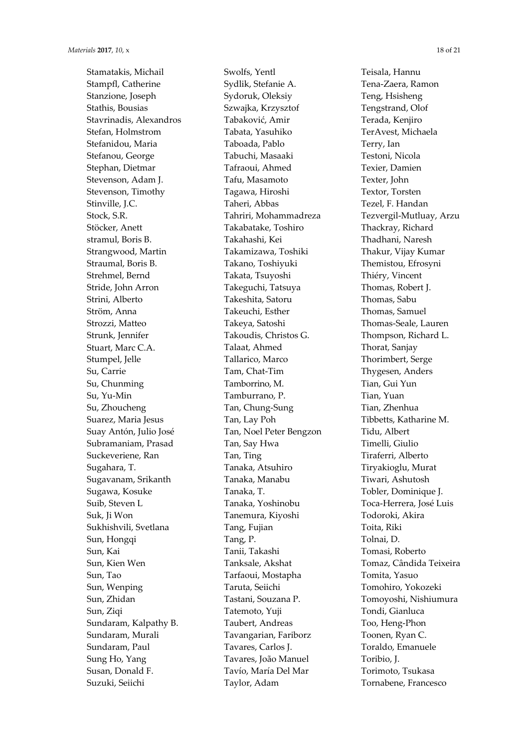Stamatakis, Michail
Stampfl, Catherine
Stanzione, Joseph
Stathis, Bousias
Stavrinadis, Alexandros
Stefan, Holmstrom
Stefanidou, Maria
Stefanou, George
Stephan, Dietmar
Stevenson, Adam J.
Stevenson, Timothy
Stinville, J.C.
Stock, S.R.
Stöcker, Anett
stramul, Boris B.
Strangwood, Martin
Straumal, Boris B.
Strehmel, Bernd
Stride, John Arron
Strini, Alberto
Ström, Anna
Strozzi, Matteo
Strunk, Jennifer
Stuart, Marc C.A.
Stumpel, Jelle
Su, Carrie
Su, Chunming
Su, Yu-Min
Su, Zhoucheng
Suarez, Maria Jesus
Suay Antón, Julio José
Subramaniam, Prasad
Suckeveriene, Ran
Sugahara, T.
Sugavanam, Srikanth
Sugawa, Kosuke
Suib, Steven L
Suk, Ji Won
Sukhishvili, Svetlana
Sun, Hongqi
Sun, Kai
Sun, Kien Wen
Sun, Tao
Sun, Wenping
Sun, Zhidan
Sun, Ziqi
Sundaram, Kalpathy B.
Sundaram, Murali
Sundaram, Paul
Sung Ho, Yang
Susan, Donald F.
Suzuki, Seiichi
Swolfs, Yentl
Sydlik, Stefanie A.
Sydoruk, Oleksiy
Szwajka, Krzysztof
Tabaković, Amir
Tabata, Yasuhiko
Taboada, Pablo
Tabuchi, Masaaki
Tafraoui, Ahmed
Tafu, Masamoto
Tagawa, Hiroshi
Taheri, Abbas
Tahriri, Mohammadreza
Takabatake, Toshiro
Takahashi, Kei
Takamizawa, Toshiki
Takano, Toshiyuki
Takata, Tsuyoshi
Takeguchi, Tatsuya
Takeshita, Satoru
Takeuchi, Esther
Takeya, Satoshi
Takoudis, Christos G.
Talaat, Ahmed
Tallarico, Marco
Tam, Chat-Tim
Tamborrino, M.
Tamburrano, P.
Tan, Chung-Sung
Tan, Lay Poh
Tan, Noel Peter Bengzon
Tan, Say Hwa
Tan, Ting
Tanaka, Atsuhiro
Tanaka, Manabu
Tanaka, T.
Tanaka, Yoshinobu
Tanemura, Kiyoshi
Tang, Fujian
Tang, P.
Tanii, Takashi
Tanksale, Akshat
Tarfaoui, Mostapha
Taruta, Seiichi
Tastani, Souzana P.
Tatemoto, Yuji
Taubert, Andreas
Tavangarian, Fariborz
Tavares, Carlos J.
Tavares, João Manuel
Tavío, María Del Mar
Taylor, Adam
Teisala, Hannu
Tena-Zaera, Ramon
Teng, Hsisheng
Tengstrand, Olof
Terada, Kenjiro
TerAvest, Michaela
Terry, Ian
Testoni, Nicola
Texier, Damien
Texter, John
Textor, Torsten
Tezel, F. Handan
Tezvergil-Mutluay, Arzu
Thackray, Richard
Thadhani, Naresh
Thakur, Vijay Kumar
Themistou, Efrosyni
Thiéry, Vincent
Thomas, Robert J.
Thomas, Sabu
Thomas, Samuel
Thomas-Seale, Lauren
Thompson, Richard L.
Thorat, Sanjay
Thorimbert, Serge
Thygesen, Anders
Tian, Gui Yun
Tian, Yuan
Tian, Zhenhua
Tibbetts, Katharine M.
Tidu, Albert
Timelli, Giulio
Tiraferri, Alberto
Tiryakioglu, Murat
Tiwari, Ashutosh
Tobler, Dominique J.
Toca-Herrera, José Luis
Todoroki, Akira
Toita, Riki
Tolnai, D.
Tomasi, Roberto
Tomaz, Cândida Teixeira
Tomita, Yasuo
Tomohiro, Yokozeki
Tomoyoshi, Nishiumura
Tondi, Gianluca
Too, Heng-Phon
Toonen, Ryan C.
Toraldo, Emanuele
Toribio, J.
Torimoto, Tsukasa
Tornabene, Francesco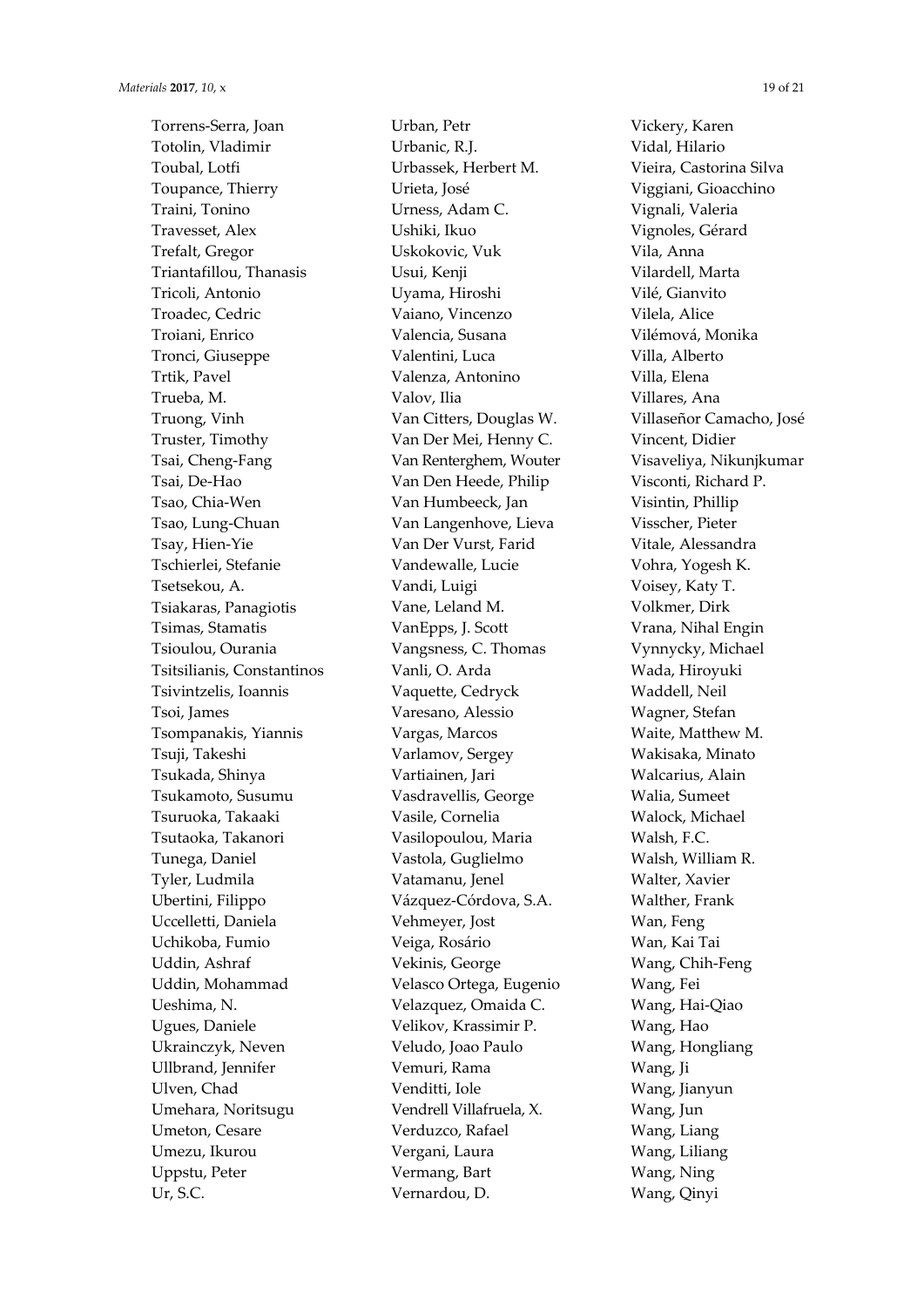Torrens-Serra, Joan
Totolin, Vladimir
Toubal, Lotfi
Toupance, Thierry
Traini, Tonino
Travesset, Alex
Trefalt, Gregor
Triantafillou, Thanasis
Tricoli, Antonio
Troadec, Cedric
Troiani, Enrico
Tronci, Giuseppe
Trtik, Pavel
Trueba, M.
Truong, Vinh
Truster, Timothy
Tsai, Cheng-Fang
Tsai, De-Hao
Tsao, Chia-Wen
Tsao, Lung-Chuan
Tsay, Hien-Yie
Tschierlei, Stefanie
Tsetsekou, A.
Tsiakaras, Panagiotis
Tsimas, Stamatis
Tsioulou, Ourania
Tsitsilianis, Constantinos
Tsivintzelis, Ioannis
Tsoi, James
Tsompanakis, Yiannis
Tsuji, Takeshi
Tsukada, Shinya
Tsukamoto, Susumu
Tsuruoka, Takaaki
Tsutaoka, Takanori
Tunega, Daniel
Tyler, Ludmila
Ubertini, Filippo
Uccelletti, Daniela
Uchikoba, Fumio
Uddin, Ashraf
Uddin, Mohammad
Ueshima, N.
Ugues, Daniele
Ukrainczyk, Neven
Ullbrand, Jennifer
Ulven, Chad
Umehara, Noritsugu
Umeton, Cesare
Umezu, Ikurou
Uppstu, Peter
Ur, S.C.
Urban, Petr
Urbanic, R.J.
Urbassek, Herbert M.
Urieta, José
Urness, Adam C.
Ushiki, Ikuo
Uskokovic, Vuk
Usui, Kenji
Uyama, Hiroshi
Vaiano, Vincenzo
Valencia, Susana
Valentini, Luca
Valenza, Antonino
Valov, Ilia
Van Citters, Douglas W.
Van Der Mei, Henny C.
Van Renterghem, Wouter
Van Den Heede, Philip
Van Humbeeck, Jan
Van Langenhove, Lieva
Van Der Vurst, Farid
Vandewalle, Lucie
Vandi, Luigi
Vane, Leland M.
VanEpps, J. Scott
Vangsness, C. Thomas
Vanli, O. Arda
Vaquette, Cedryck
Varesano, Alessio
Vargas, Marcos
Varlamov, Sergey
Vartiainen, Jari
Vasdravellis, George
Vasile, Cornelia
Vasilopoulou, Maria
Vastola, Guglielmo
Vatamanu, Jenel
Vázquez-Córdova, S.A.
Vehmeyer, Jost
Veiga, Rosário
Vekinis, George
Velasco Ortega, Eugenio
Velazquez, Omaida C.
Velikov, Krassimir P.
Veludo, Joao Paulo
Vemuri, Rama
Venditti, Iole
Vendrell Villafruela, X.
Verduzco, Rafael
Vergani, Laura
Vermang, Bart
Vernardou, D.
Vickery, Karen
Vidal, Hilario
Vieira, Castorina Silva
Viggiani, Gioacchino
Vignali, Valeria
Vignoles, Gérard
Vila, Anna
Vilardell, Marta
Vilé, Gianvito
Vilela, Alice
Vilémová, Monika
Villa, Alberto
Villa, Elena
Villares, Ana
Villaseñor Camacho, José
Vincent, Didier
Visaveliya, Nikunjkumar
Visconti, Richard P.
Visintin, Phillip
Visscher, Pieter
Vitale, Alessandra
Vohra, Yogesh K.
Voisey, Katy T.
Volkmer, Dirk
Vrana, Nihal Engin
Vynnycky, Michael
Wada, Hiroyuki
Waddell, Neil
Wagner, Stefan
Waite, Matthew M.
Wakisaka, Minato
Walcarius, Alain
Walia, Sumeet
Walock, Michael
Walsh, F.C.
Walsh, William R.
Walter, Xavier
Walther, Frank
Wan, Feng
Wan, Kai Tai
Wang, Chih-Feng
Wang, Fei
Wang, Hai-Qiao
Wang, Hao
Wang, Hongliang
Wang, Ji
Wang, Jianyun
Wang, Jun
Wang, Liang
Wang, Liliang
Wang, Ning
Wang, Qinyi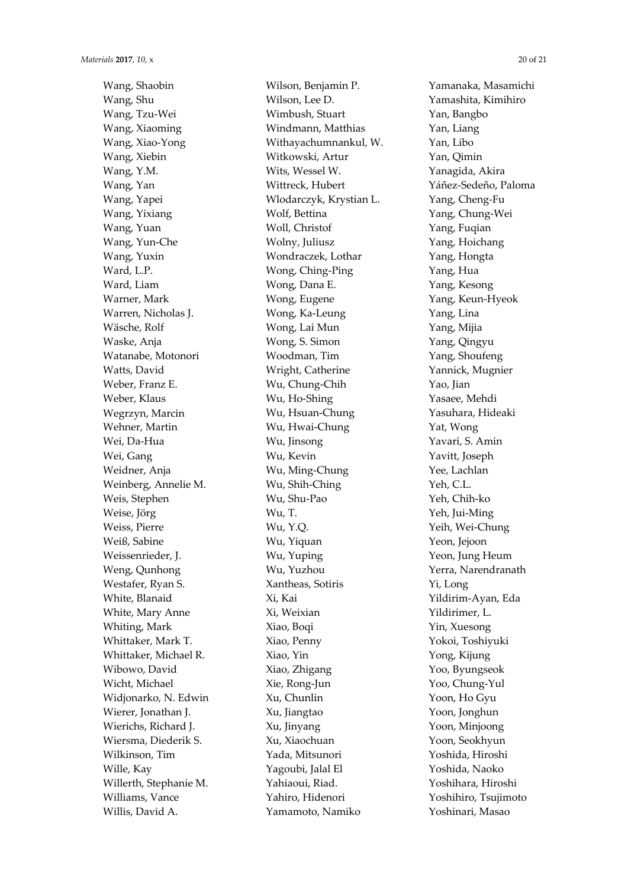Wang, Shaobin
Wang, Shu
Wang, Tzu-Wei
Wang, Xiaoming
Wang, Xiao-Yong
Wang, Xiebin
Wang, Y.M.
Wang, Yan
Wang, Yapei
Wang, Yixiang
Wang, Yuan
Wang, Yun-Che
Wang, Yuxin
Ward, L.P.
Ward, Liam
Warner, Mark
Warren, Nicholas J.
Wäsche, Rolf
Waske, Anja
Watanabe, Motonori
Watts, David
Weber, Franz E.
Weber, Klaus
Wegrzyn, Marcin
Wehner, Martin
Wei, Da-Hua
Wei, Gang
Weidner, Anja
Weinberg, Annelie M.
Weis, Stephen
Weise, Jörg
Weiss, Pierre
Weiß, Sabine
Weissenrieder, J.
Weng, Qunhong
Westafer, Ryan S.
White, Blanaid
White, Mary Anne
Whiting, Mark
Whittaker, Mark T.
Whittaker, Michael R.
Wibowo, David
Wicht, Michael
Widjonarko, N. Edwin
Wierer, Jonathan J.
Wierichs, Richard J.
Wiersma, Diederik S.
Wilkinson, Tim
Wille, Kay
Willerth, Stephanie M.
Williams, Vance
Willis, David A.
Wilson, Benjamin P.
Wilson, Lee D.
Wimbush, Stuart
Windmann, Matthias
Withayachumnankul, W.
Witkowski, Artur
Wits, Wessel W.
Wittreck, Hubert
Wlodarczyk, Krystian L.
Wolf, Bettina
Woll, Christof
Wolny, Juliusz
Wondraczek, Lothar
Wong, Ching-Ping
Wong, Dana E.
Wong, Eugene
Wong, Ka-Leung
Wong, Lai Mun
Wong, S. Simon
Woodman, Tim
Wright, Catherine
Wu, Chung-Chih
Wu, Ho-Shing
Wu, Hsuan-Chung
Wu, Hwai-Chung
Wu, Jinsong
Wu, Kevin
Wu, Ming-Chung
Wu, Shih-Ching
Wu, Shu-Pao
Wu, T.
Wu, Y.Q.
Wu, Yiquan
Wu, Yuping
Wu, Yuzhou
Xantheas, Sotiris
Xi, Kai
Xi, Weixian
Xiao, Boqi
Xiao, Penny
Xiao, Yin
Xiao, Zhigang
Xie, Rong-Jun
Xu, Chunlin
Xu, Jiangtao
Xu, Jinyang
Xu, Xiaochuan
Yada, Mitsunori
Yagoubi, Jalal El
Yahiaoui, Riad.
Yahiro, Hidenori
Yamamoto, Namiko
Yamanaka, Masamichi
Yamashita, Kimihiro
Yan, Bangbo
Yan, Liang
Yan, Libo
Yan, Qimin
Yanagida, Akira
Yáñez-Sedeño, Paloma
Yang, Cheng-Fu
Yang, Chung-Wei
Yang, Fuqian
Yang, Hoichang
Yang, Hongta
Yang, Hua
Yang, Kesong
Yang, Keun-Hyeok
Yang, Lina
Yang, Mijia
Yang, Qingyu
Yang, Shoufeng
Yannick, Mugnier
Yao, Jian
Yasaee, Mehdi
Yasuhara, Hideaki
Yat, Wong
Yavari, S. Amin
Yavitt, Joseph
Yee, Lachlan
Yeh, C.L.
Yeh, Chih-ko
Yeh, Jui-Ming
Yeih, Wei-Chung
Yeon, Jejoon
Yeon, Jung Heum
Yerra, Narendranath
Yi, Long
Yildirim-Ayan, Eda
Yildirimer, L.
Yin, Xuesong
Yokoi, Toshiyuki
Yong, Kijung
Yoo, Byungseok
Yoo, Chung-Yul
Yoon, Ho Gyu
Yoon, Jonghun
Yoon, Minjoong
Yoon, Seokhyun
Yoshida, Hiroshi
Yoshida, Naoko
Yoshihara, Hiroshi
Yoshihiro, Tsujimoto
Yoshinari, Masao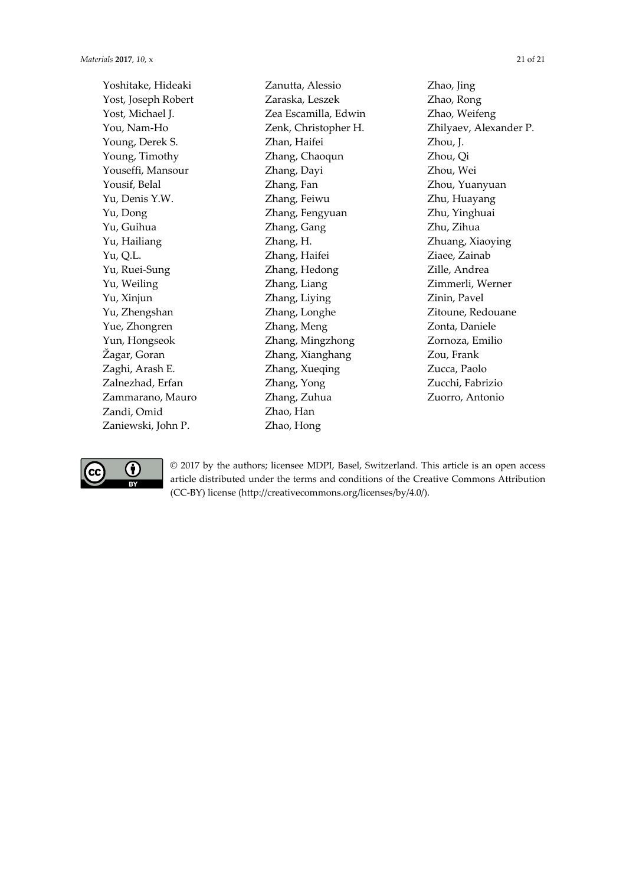Yoshitake, Hideaki
Yost, Joseph Robert
Yost, Michael J.
You, Nam-Ho
Young, Derek S.
Young, Timothy
Youseffi, Mansour
Yousif, Belal
Yu, Denis Y.W.
Yu, Dong
Yu, Guihua
Yu, Hailiang
Yu, Q.L.
Yu, Ruei-Sung
Yu, Weiling
Yu, Xinjun
Yu, Zhengshan
Yue, Zhongren
Yun, Hongseok
Žagar, Goran
Zaghi, Arash E.
Zalnezhad, Erfan
Zammarano, Mauro
Zandi, Omid
Zaniewski, John P.
Zanutta, Alessio
Zaraska, Leszek
Zea Escamilla, Edwin
Zenk, Christopher H.
Zhan, Haifei
Zhang, Chaoqun
Zhang, Dayi
Zhang, Fan
Zhang, Feiwu
Zhang, Fengyuan
Zhang, Gang
Zhang, H.
Zhang, Haifei
Zhang, Hedong
Zhang, Liang
Zhang, Liying
Zhang, Longhe
Zhang, Meng
Zhang, Mingzhong
Zhang, Xianghang
Zhang, Xueqing
Zhang, Yong
Zhang, Zuhua
Zhao, Han
Zhao, Hong
Zhao, Jing
Zhao, Rong
Zhao, Weifeng
Zhilyaev, Alexander P.
Zhou, J.
Zhou, Qi
Zhou, Wei
Zhou, Yuanyuan
Zhu, Huayang
Zhu, Yinghuai
Zhu, Zihua
Zhuang, Xiaoying
Ziaee, Zainab
Zille, Andrea
Zimmerli, Werner
Zinin, Pavel
Zitoune, Redouane
Zonta, Daniele
Zornoza, Emilio
Zou, Frank
Zucca, Paolo
Zucchi, Fabrizio
Zuorro, Antonio

© 2017 by the authors; licensee MDPI, Basel, Switzerland. This article is an open access article distributed under the terms and conditions of the Creative Commons Attribution (CC-BY) license (http://creativecommons.org/licenses/by/4.0/).